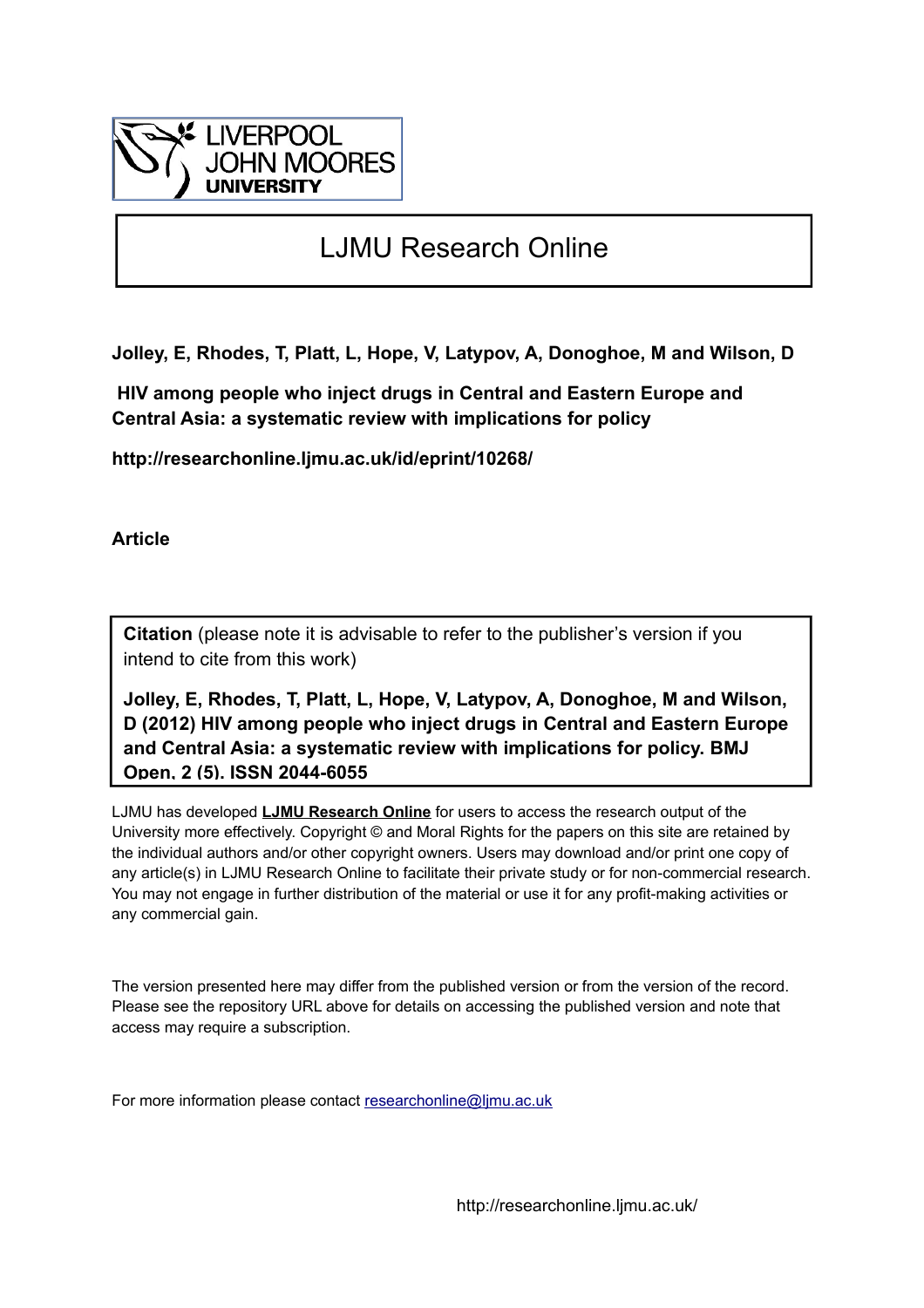LIVERPOOL JOHN MOORES UNIVERSITY

# LJMU Research Online

**Jolley, E, Rhodes, T, Platt, L, Hope, V, Latypov, A, Donoghoe, M and Wilson, D**

**HIV among people who inject drugs in Central and Eastern Europe and Central Asia: a systematic review with implications for policy**

**http://researchonline.ljmu.ac.uk/id/eprint/10268/**

**Article**

**Citation** (please note it is advisable to refer to the publisher's version if you intend to cite from this work)

**Jolley, E, Rhodes, T, Platt, L, Hope, V, Latypov, A, Donoghoe, M and Wilson, D (2012) HIV among people who inject drugs in Central and Eastern Europe and Central Asia: a systematic review with implications for policy. BMJ Open, 2 (5). ISSN 2044-6055**

LJMU has developed **LJMU Research Online** for users to access the research output of the University more effectively. Copyright © and Moral Rights for the papers on this site are retained by the individual authors and/or other copyright owners. Users may download and/or print one copy of any article(s) in LJMU Research Online to facilitate their private study or for non-commercial research. You may not engage in further distribution of the material or use it for any profit-making activities or any commercial gain.

The version presented here may differ from the published version or from the version of the record. Please see the repository URL above for details on accessing the published version and note that access may require a subscription.

For more information please contact researchonline@ljmu.ac.uk

http://researchonline.ljmu.ac.uk/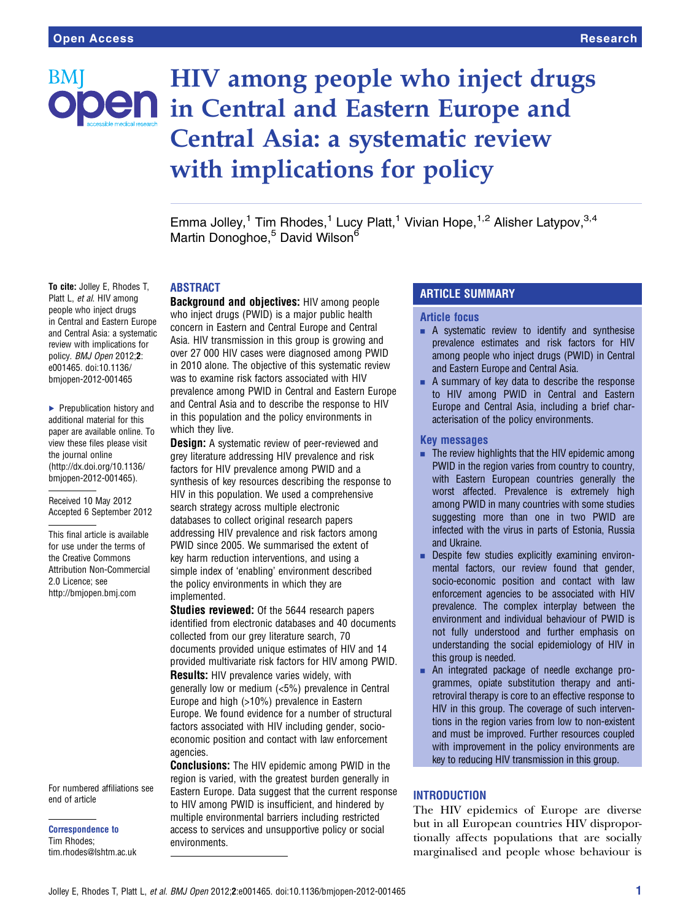Open Access

Research

# HIV among people who inject drugs in Central and Eastern Europe and Central Asia: a systematic review with implications for policy

Emma Jolley,[1] Tim Rhodes,[1] Lucy Platt,[1] Vivian Hope,[1,2] Alisher Latypov,[3,4] Martin Donoghoe,[5] David Wilson[6]

**To cite:** Jolley E, Rhodes T, Platt L, *et al*. HIV among people who inject drugs in Central and Eastern Europe and Central Asia: a systematic review with implications for policy. *BMJ Open* 2012;**2**: e001465. doi:10.1136/ bmjopen-2012-001465

▸ Prepublication history and additional material for this paper are available online. To view these files please visit the journal online (http://dx.doi.org/10.1136/ bmjopen-2012-001465).

Received 10 May 2012
Accepted 6 September 2012

This final article is available for use under the terms of the Creative Commons Attribution Non-Commercial 2.0 Licence; see http://bmjopen.bmj.com

For numbered affiliations see end of article

**Correspondence to**
Tim Rhodes; tim.rhodes@lshtm.ac.uk

## ABSTRACT

**Background and objectives:** HIV among people who inject drugs (PWID) is a major public health concern in Eastern and Central Europe and Central Asia. HIV transmission in this group is growing and over 27 000 HIV cases were diagnosed among PWID in 2010 alone. The objective of this systematic review was to examine risk factors associated with HIV prevalence among PWID in Central and Eastern Europe and Central Asia and to describe the response to HIV in this population and the policy environments in which they live.

**Design:** A systematic review of peer-reviewed and grey literature addressing HIV prevalence and risk factors for HIV prevalence among PWID and a synthesis of key resources describing the response to HIV in this population. We used a comprehensive search strategy across multiple electronic databases to collect original research papers addressing HIV prevalence and risk factors among PWID since 2005. We summarised the extent of key harm reduction interventions, and using a simple index of 'enabling' environment described the policy environments in which they are implemented.

**Studies reviewed:** Of the 5644 research papers identified from electronic databases and 40 documents collected from our grey literature search, 70 documents provided unique estimates of HIV and 14 provided multivariate risk factors for HIV among PWID.

**Results:** HIV prevalence varies widely, with generally low or medium (<5%) prevalence in Central Europe and high (>10%) prevalence in Eastern Europe. We found evidence for a number of structural factors associated with HIV including gender, socio-economic position and contact with law enforcement agencies.

**Conclusions:** The HIV epidemic among PWID in the region is varied, with the greatest burden generally in Eastern Europe. Data suggest that the current response to HIV among PWID is insufficient, and hindered by multiple environmental barriers including restricted access to services and unsupportive policy or social environments.

## ARTICLE SUMMARY

### Article focus

- A systematic review to identify and synthesise prevalence estimates and risk factors for HIV among people who inject drugs (PWID) in Central and Eastern Europe and Central Asia.
- A summary of key data to describe the response to HIV among PWID in Central and Eastern Europe and Central Asia, including a brief characterisation of the policy environments.

### Key messages

- The review highlights that the HIV epidemic among PWID in the region varies from country to country, with Eastern European countries generally the worst affected. Prevalence is extremely high among PWID in many countries with some studies suggesting more than one in two PWID are infected with the virus in parts of Estonia, Russia and Ukraine.
- Despite few studies explicitly examining environmental factors, our review found that gender, socio-economic position and contact with law enforcement agencies to be associated with HIV prevalence. The complex interplay between the environment and individual behaviour of PWID is not fully understood and further emphasis on understanding the social epidemiology of HIV in this group is needed.
- An integrated package of needle exchange programmes, opiate substitution therapy and antiretroviral therapy is core to an effective response to HIV in this group. The coverage of such interventions in the region varies from low to non-existent and must be improved. Further resources coupled with improvement in the policy environments are key to reducing HIV transmission in this group.

## INTRODUCTION

The HIV epidemics of Europe are diverse but in all European countries HIV disproportionally affects populations that are socially marginalised and people whose behaviour is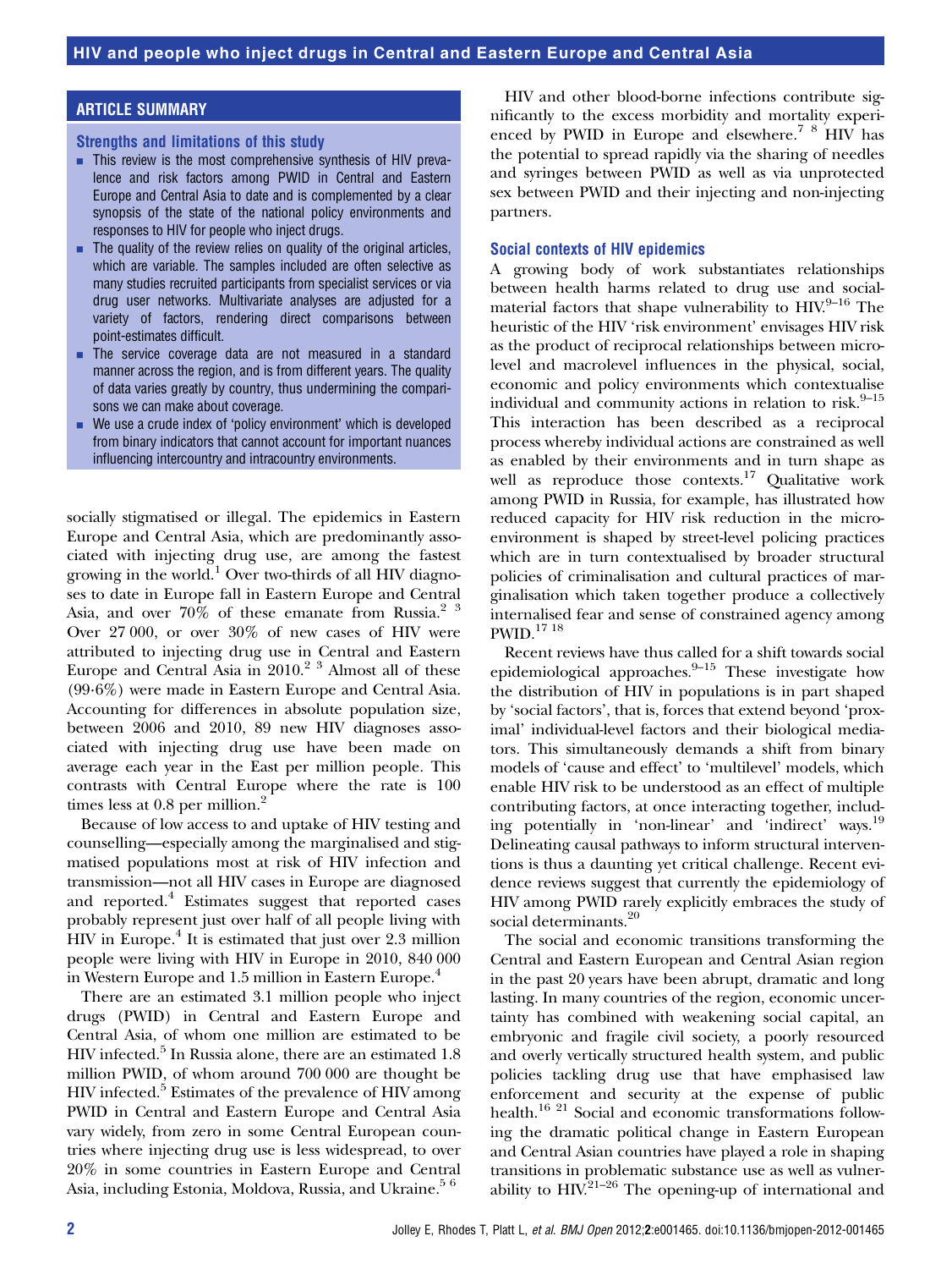## ARTICLE SUMMARY

### Strengths and limitations of this study

- This review is the most comprehensive synthesis of HIV prevalence and risk factors among PWID in Central and Eastern Europe and Central Asia to date and is complemented by a clear synopsis of the state of the national policy environments and responses to HIV for people who inject drugs.
- The quality of the review relies on quality of the original articles, which are variable. The samples included are often selective as many studies recruited participants from specialist services or via drug user networks. Multivariate analyses are adjusted for a variety of factors, rendering direct comparisons between point-estimates difficult.
- The service coverage data are not measured in a standard manner across the region, and is from different years. The quality of data varies greatly by country, thus undermining the comparisons we can make about coverage.
- We use a crude index of 'policy environment' which is developed from binary indicators that cannot account for important nuances influencing intercountry and intracountry environments.

socially stigmatised or illegal. The epidemics in Eastern Europe and Central Asia, which are predominantly associated with injecting drug use, are among the fastest growing in the world.[1] Over two-thirds of all HIV diagnoses to date in Europe fall in Eastern Europe and Central Asia, and over 70% of these emanate from Russia.[2 3] Over 27 000, or over 30% of new cases of HIV were attributed to injecting drug use in Central and Eastern Europe and Central Asia in 2010.[2 3] Almost all of these (99·6%) were made in Eastern Europe and Central Asia. Accounting for differences in absolute population size, between 2006 and 2010, 89 new HIV diagnoses associated with injecting drug use have been made on average each year in the East per million people. This contrasts with Central Europe where the rate is 100 times less at 0.8 per million.[2]

Because of low access to and uptake of HIV testing and counselling—especially among the marginalised and stigmatised populations most at risk of HIV infection and transmission—not all HIV cases in Europe are diagnosed and reported.[4] Estimates suggest that reported cases probably represent just over half of all people living with HIV in Europe.[4] It is estimated that just over 2.3 million people were living with HIV in Europe in 2010, 840 000 in Western Europe and 1.5 million in Eastern Europe.[4]

There are an estimated 3.1 million people who inject drugs (PWID) in Central and Eastern Europe and Central Asia, of whom one million are estimated to be HIV infected.[5] In Russia alone, there are an estimated 1.8 million PWID, of whom around 700 000 are thought be HIV infected.[5] Estimates of the prevalence of HIV among PWID in Central and Eastern Europe and Central Asia vary widely, from zero in some Central European countries where injecting drug use is less widespread, to over 20% in some countries in Eastern Europe and Central Asia, including Estonia, Moldova, Russia, and Ukraine.[5 6]

HIV and other blood-borne infections contribute significantly to the excess morbidity and mortality experienced by PWID in Europe and elsewhere.[7 8] HIV has the potential to spread rapidly via the sharing of needles and syringes between PWID as well as via unprotected sex between PWID and their injecting and non-injecting partners.

### Social contexts of HIV epidemics

A growing body of work substantiates relationships between health harms related to drug use and social-material factors that shape vulnerability to HIV.[9–16] The heuristic of the HIV 'risk environment' envisages HIV risk as the product of reciprocal relationships between microlevel and macrolevel influences in the physical, social, economic and policy environments which contextualise individual and community actions in relation to risk.[9–15] This interaction has been described as a reciprocal process whereby individual actions are constrained as well as enabled by their environments and in turn shape as well as reproduce those contexts.[17] Qualitative work among PWID in Russia, for example, has illustrated how reduced capacity for HIV risk reduction in the microenvironment is shaped by street-level policing practices which are in turn contextualised by broader structural policies of criminalisation and cultural practices of marginalisation which taken together produce a collectively internalised fear and sense of constrained agency among PWID.[17 18]

Recent reviews have thus called for a shift towards social epidemiological approaches.[9–15] These investigate how the distribution of HIV in populations is in part shaped by 'social factors', that is, forces that extend beyond 'proximal' individual-level factors and their biological mediators. This simultaneously demands a shift from binary models of 'cause and effect' to 'multilevel' models, which enable HIV risk to be understood as an effect of multiple contributing factors, at once interacting together, including potentially in 'non-linear' and 'indirect' ways.[19] Delineating causal pathways to inform structural interventions is thus a daunting yet critical challenge. Recent evidence reviews suggest that currently the epidemiology of HIV among PWID rarely explicitly embraces the study of social determinants.[20]

The social and economic transitions transforming the Central and Eastern European and Central Asian region in the past 20 years have been abrupt, dramatic and long lasting. In many countries of the region, economic uncertainty has combined with weakening social capital, an embryonic and fragile civil society, a poorly resourced and overly vertically structured health system, and public policies tackling drug use that have emphasised law enforcement and security at the expense of public health.[16 21] Social and economic transformations following the dramatic political change in Eastern European and Central Asian countries have played a role in shaping transitions in problematic substance use as well as vulnerability to HIV.[21–26] The opening-up of international and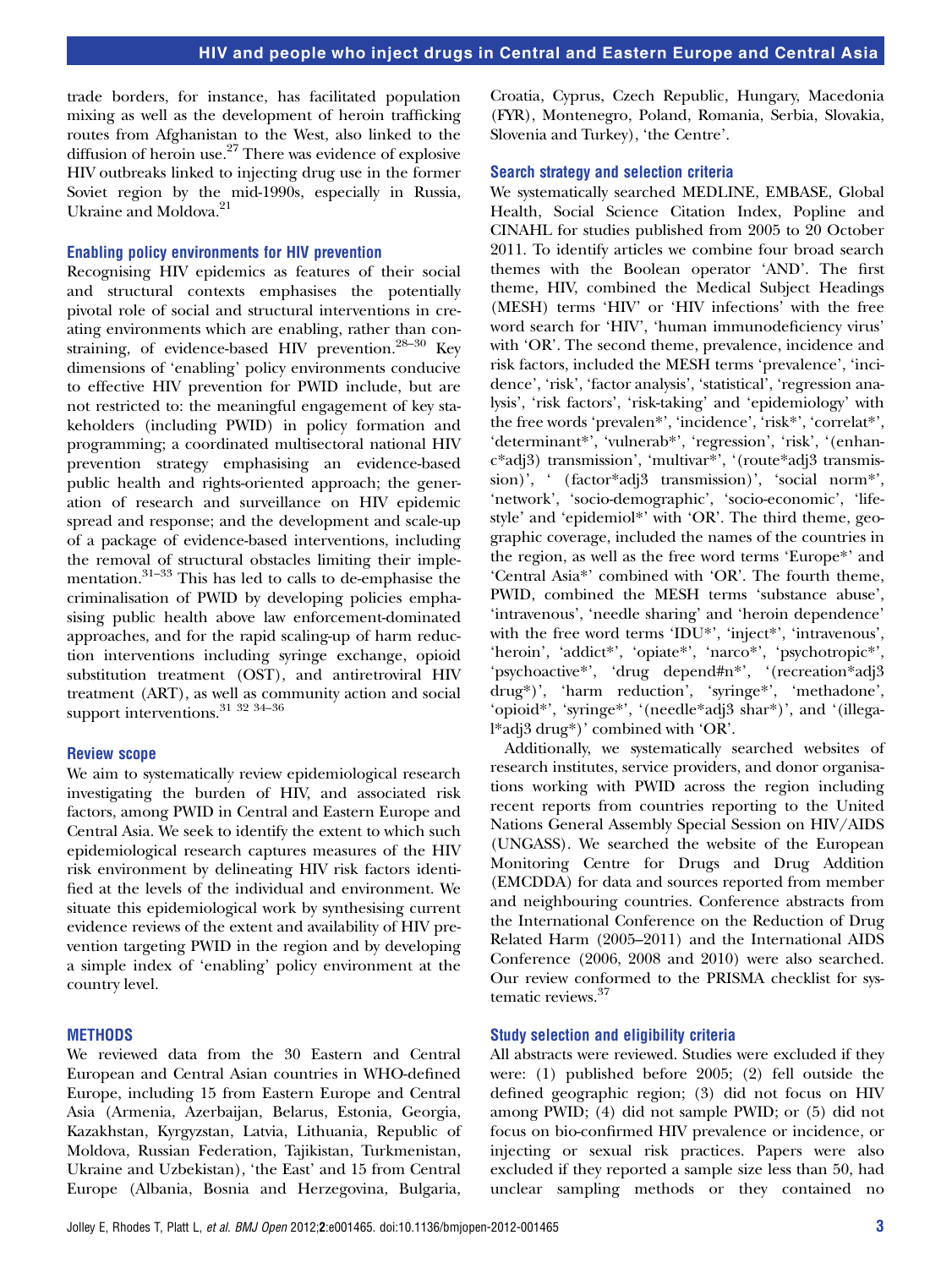trade borders, for instance, has facilitated population mixing as well as the development of heroin trafficking routes from Afghanistan to the West, also linked to the diffusion of heroin use.[27] There was evidence of explosive HIV outbreaks linked to injecting drug use in the former Soviet region by the mid-1990s, especially in Russia, Ukraine and Moldova.[21]

### Enabling policy environments for HIV prevention

Recognising HIV epidemics as features of their social and structural contexts emphasises the potentially pivotal role of social and structural interventions in creating environments which are enabling, rather than constraining, of evidence-based HIV prevention.[28–30] Key dimensions of 'enabling' policy environments conducive to effective HIV prevention for PWID include, but are not restricted to: the meaningful engagement of key stakeholders (including PWID) in policy formation and programming; a coordinated multisectoral national HIV prevention strategy emphasising an evidence-based public health and rights-oriented approach; the generation of research and surveillance on HIV epidemic spread and response; and the development and scale-up of a package of evidence-based interventions, including the removal of structural obstacles limiting their implementation.[31–33] This has led to calls to de-emphasise the criminalisation of PWID by developing policies emphasising public health above law enforcement-dominated approaches, and for the rapid scaling-up of harm reduction interventions including syringe exchange, opioid substitution treatment (OST), and antiretroviral HIV treatment (ART), as well as community action and social support interventions.[31 32 34–36]

### Review scope

We aim to systematically review epidemiological research investigating the burden of HIV, and associated risk factors, among PWID in Central and Eastern Europe and Central Asia. We seek to identify the extent to which such epidemiological research captures measures of the HIV risk environment by delineating HIV risk factors identified at the levels of the individual and environment. We situate this epidemiological work by synthesising current evidence reviews of the extent and availability of HIV prevention targeting PWID in the region and by developing a simple index of 'enabling' policy environment at the country level.

## METHODS

We reviewed data from the 30 Eastern and Central European and Central Asian countries in WHO-defined Europe, including 15 from Eastern Europe and Central Asia (Armenia, Azerbaijan, Belarus, Estonia, Georgia, Kazakhstan, Kyrgyzstan, Latvia, Lithuania, Republic of Moldova, Russian Federation, Tajikistan, Turkmenistan, Ukraine and Uzbekistan), 'the East' and 15 from Central Europe (Albania, Bosnia and Herzegovina, Bulgaria, Croatia, Cyprus, Czech Republic, Hungary, Macedonia (FYR), Montenegro, Poland, Romania, Serbia, Slovakia, Slovenia and Turkey), 'the Centre'.

### Search strategy and selection criteria

We systematically searched MEDLINE, EMBASE, Global Health, Social Science Citation Index, Popline and CINAHL for studies published from 2005 to 20 October 2011. To identify articles we combine four broad search themes with the Boolean operator 'AND'. The first theme, HIV, combined the Medical Subject Headings (MESH) terms 'HIV' or 'HIV infections' with the free word search for 'HIV', 'human immunodeficiency virus' with 'OR'. The second theme, prevalence, incidence and risk factors, included the MESH terms 'prevalence', 'incidence', 'risk', 'factor analysis', 'statistical', 'regression analysis', 'risk factors', 'risk-taking' and 'epidemiology' with the free words 'prevalen*', 'incidence', 'risk*', 'correlat*', 'determinant*', 'vulnerab*', 'regression', 'risk', '(enhanc*adj3) transmission', 'multivar*', '(route*adj3 transmission)', ' (factor*adj3 transmission)', 'social norm*', 'network', 'socio-demographic', 'socio-economic', 'lifestyle' and 'epidemiol*' with 'OR'. The third theme, geographic coverage, included the names of the countries in the region, as well as the free word terms 'Europe*' and 'Central Asia*' combined with 'OR'. The fourth theme, PWID, combined the MESH terms 'substance abuse', 'intravenous', 'needle sharing' and 'heroin dependence' with the free word terms 'IDU*', 'inject*', 'intravenous', 'heroin', 'addict*', 'opiate*', 'narco*', 'psychotropic*', 'psychoactive*', 'drug depend#n*', '(recreation*adj3 drug*)', 'harm reduction', 'syringe*', 'methadone', 'opioid*', 'syringe*', '(needle*adj3 shar*)', and '(illegal*adj3 drug*)' combined with 'OR'.

Additionally, we systematically searched websites of research institutes, service providers, and donor organisations working with PWID across the region including recent reports from countries reporting to the United Nations General Assembly Special Session on HIV/AIDS (UNGASS). We searched the website of the European Monitoring Centre for Drugs and Drug Addition (EMCDDA) for data and sources reported from member and neighbouring countries. Conference abstracts from the International Conference on the Reduction of Drug Related Harm (2005–2011) and the International AIDS Conference (2006, 2008 and 2010) were also searched. Our review conformed to the PRISMA checklist for systematic reviews.[37]

### Study selection and eligibility criteria

All abstracts were reviewed. Studies were excluded if they were: (1) published before 2005; (2) fell outside the defined geographic region; (3) did not focus on HIV among PWID; (4) did not sample PWID; or (5) did not focus on bio-confirmed HIV prevalence or incidence, or injecting or sexual risk practices. Papers were also excluded if they reported a sample size less than 50, had unclear sampling methods or they contained no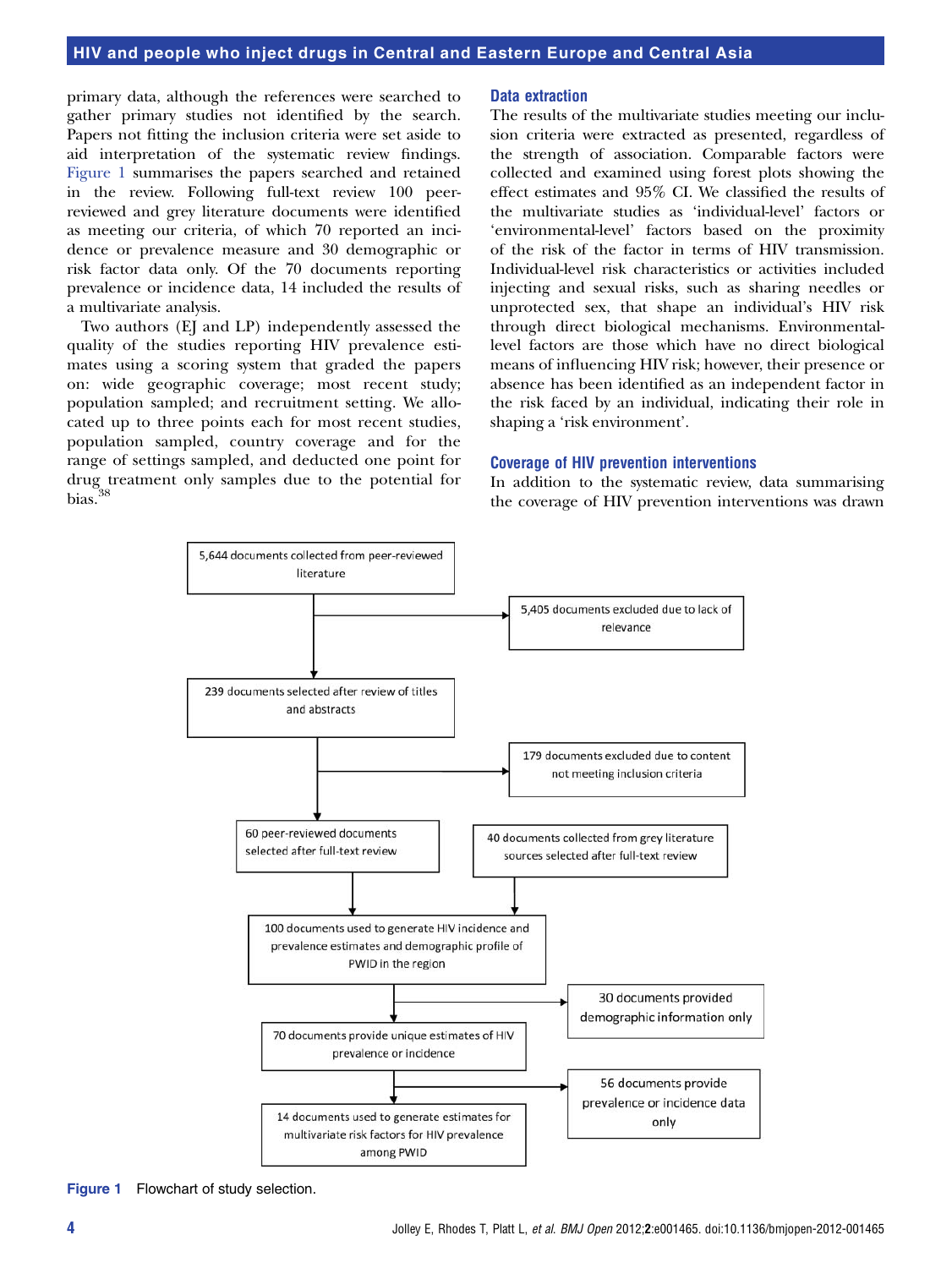primary data, although the references were searched to gather primary studies not identified by the search. Papers not fitting the inclusion criteria were set aside to aid interpretation of the systematic review findings. Figure 1 summarises the papers searched and retained in the review. Following full-text review 100 peer-reviewed and grey literature documents were identified as meeting our criteria, of which 70 reported an incidence or prevalence measure and 30 demographic or risk factor data only. Of the 70 documents reporting prevalence or incidence data, 14 included the results of a multivariate analysis.

Two authors (EJ and LP) independently assessed the quality of the studies reporting HIV prevalence estimates using a scoring system that graded the papers on: wide geographic coverage; most recent study; population sampled; and recruitment setting. We allocated up to three points each for most recent studies, population sampled, country coverage and for the range of settings sampled, and deducted one point for drug treatment only samples due to the potential for bias.[38]

### Data extraction

The results of the multivariate studies meeting our inclusion criteria were extracted as presented, regardless of the strength of association. Comparable factors were collected and examined using forest plots showing the effect estimates and 95% CI. We classified the results of the multivariate studies as 'individual-level' factors or 'environmental-level' factors based on the proximity of the risk of the factor in terms of HIV transmission. Individual-level risk characteristics or activities included injecting and sexual risks, such as sharing needles or unprotected sex, that shape an individual's HIV risk through direct biological mechanisms. Environmental-level factors are those which have no direct biological means of influencing HIV risk; however, their presence or absence has been identified as an independent factor in the risk faced by an individual, indicating their role in shaping a 'risk environment'.

### Coverage of HIV prevention interventions

In addition to the systematic review, data summarising the coverage of HIV prevention interventions was drawn

5,644 documents collected from peer-reviewed literature

5,405 documents excluded due to lack of relevance

239 documents selected after review of titles and abstracts

179 documents excluded due to content not meeting inclusion criteria

60 peer-reviewed documents selected after full-text review

40 documents collected from grey literature sources selected after full-text review

100 documents used to generate HIV incidence and prevalence estimates and demographic profile of PWID in the region

30 documents provided demographic information only

70 documents provide unique estimates of HIV prevalence or incidence

56 documents provide prevalence or incidence data only

14 documents used to generate estimates for multivariate risk factors for HIV prevalence among PWID

**Figure 1** Flowchart of study selection.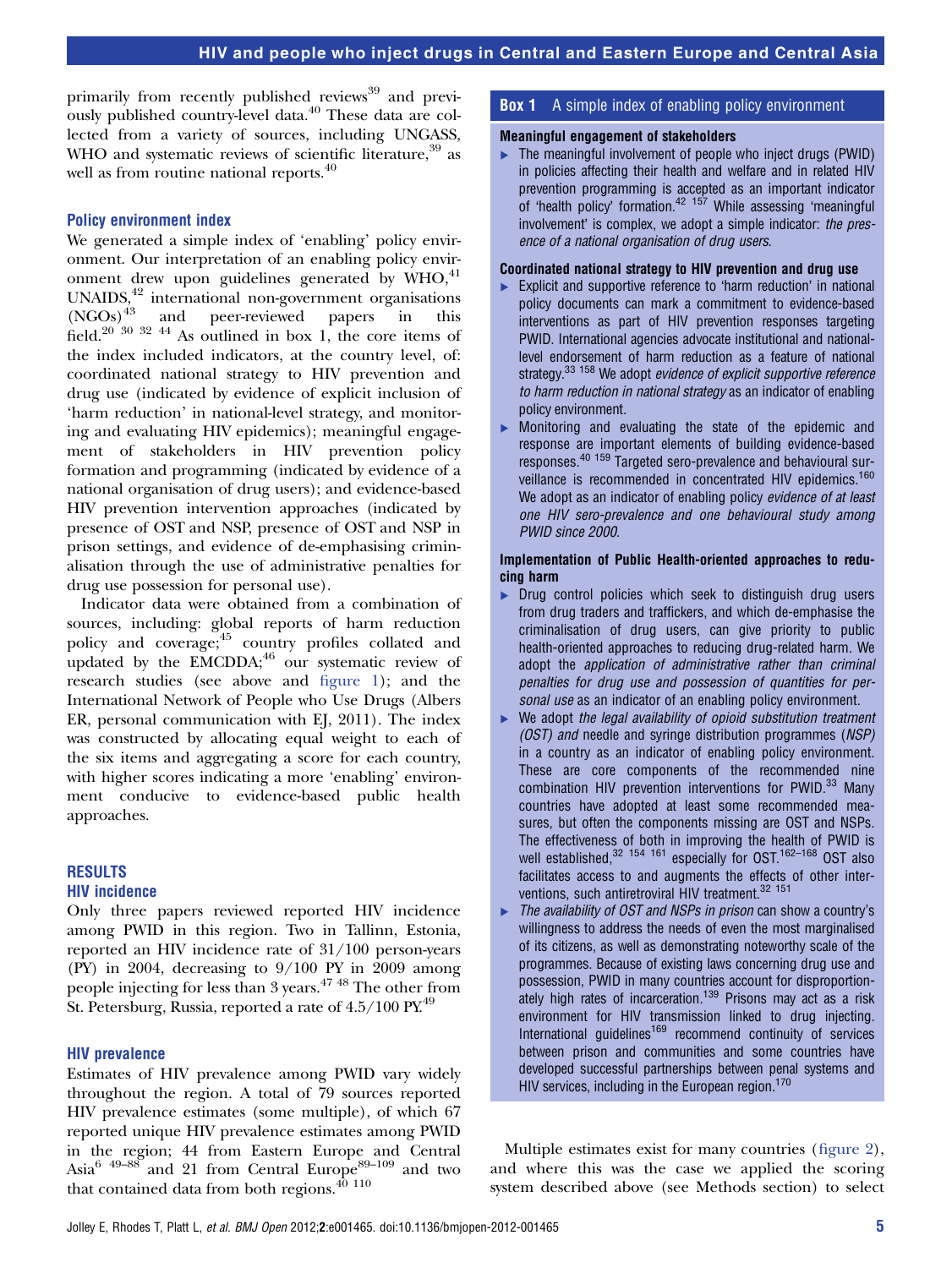primarily from recently published reviews[39] and previously published country-level data.[40] These data are collected from a variety of sources, including UNGASS, WHO and systematic reviews of scientific literature,[39] as well as from routine national reports.[40]

### Policy environment index

We generated a simple index of 'enabling' policy environment. Our interpretation of an enabling policy environment drew upon guidelines generated by WHO,[41] UNAIDS,[42] international non-government organisations (NGOs)[43] and peer-reviewed papers in this field.[20 30 32 44] As outlined in box 1, the core items of the index included indicators, at the country level, of: coordinated national strategy to HIV prevention and drug use (indicated by evidence of explicit inclusion of 'harm reduction' in national-level strategy, and monitoring and evaluating HIV epidemics); meaningful engagement of stakeholders in HIV prevention policy formation and programming (indicated by evidence of a national organisation of drug users); and evidence-based HIV prevention intervention approaches (indicated by presence of OST and NSP, presence of OST and NSP in prison settings, and evidence of de-emphasising criminalisation through the use of administrative penalties for drug use possession for personal use).

Indicator data were obtained from a combination of sources, including: global reports of harm reduction policy and coverage;[45] country profiles collated and updated by the EMCDDA;[46] our systematic review of research studies (see above and figure 1); and the International Network of People who Use Drugs (Albers ER, personal communication with EJ, 2011). The index was constructed by allocating equal weight to each of the six items and aggregating a score for each country, with higher scores indicating a more 'enabling' environment conducive to evidence-based public health approaches.

## RESULTS

### HIV incidence

Only three papers reviewed reported HIV incidence among PWID in this region. Two in Tallinn, Estonia, reported an HIV incidence rate of 31/100 person-years (PY) in 2004, decreasing to 9/100 PY in 2009 among people injecting for less than 3 years.[47 48] The other from St. Petersburg, Russia, reported a rate of 4.5/100 PY.[49]

### HIV prevalence

Estimates of HIV prevalence among PWID vary widely throughout the region. A total of 79 sources reported HIV prevalence estimates (some multiple), of which 67 reported unique HIV prevalence estimates among PWID in the region; 44 from Eastern Europe and Central Asia[6 49–88] and 21 from Central Europe[89–109] and two that contained data from both regions.[40 110]

> **Box 1 A simple index of enabling policy environment**
>
> **Meaningful engagement of stakeholders**
>
> - The meaningful involvement of people who inject drugs (PWID) in policies affecting their health and welfare and in related HIV prevention programming is accepted as an important indicator of 'health policy' formation.[42 157] While assessing 'meaningful involvement' is complex, we adopt a simple indicator: *the presence of a national organisation of drug users*.
>
> **Coordinated national strategy to HIV prevention and drug use**
>
> - Explicit and supportive reference to 'harm reduction' in national policy documents can mark a commitment to evidence-based interventions as part of HIV prevention responses targeting PWID. International agencies advocate institutional and national-level endorsement of harm reduction as a feature of national strategy.[33 158] We adopt *evidence of explicit supportive reference to harm reduction in national strategy* as an indicator of enabling policy environment.
> - Monitoring and evaluating the state of the epidemic and response are important elements of building evidence-based responses.[40 159] Targeted sero-prevalence and behavioural surveillance is recommended in concentrated HIV epidemics.[160] We adopt as an indicator of enabling policy *evidence of at least one HIV sero-prevalence and one behavioural study among PWID since 2000*.
>
> **Implementation of Public Health-oriented approaches to reducing harm**
>
> - Drug control policies which seek to distinguish drug users from drug traders and traffickers, and which de-emphasise the criminalisation of drug users, can give priority to public health-oriented approaches to reducing drug-related harm. We adopt the *application of administrative rather than criminal penalties for drug use and possession of quantities for personal use* as an indicator of an enabling policy environment.
> - We adopt *the legal availability of opioid substitution treatment (OST) and* needle and syringe distribution programmes (*NSP*) in a country as an indicator of enabling policy environment. These are core components of the recommended nine combination HIV prevention interventions for PWID.[33] Many countries have adopted at least some recommended measures, but often the components missing are OST and NSPs. The effectiveness of both in improving the health of PWID is well established,[32 154 161] especially for OST.[162–168] OST also facilitates access to and augments the effects of other interventions, such antiretroviral HIV treatment.[32 151]
> - *The availability of OST and NSPs in prison* can show a country's willingness to address the needs of even the most marginalised of its citizens, as well as demonstrating noteworthy scale of the programmes. Because of existing laws concerning drug use and possession, PWID in many countries account for disproportionately high rates of incarceration.[139] Prisons may act as a risk environment for HIV transmission linked to drug injecting. International guidelines[169] recommend continuity of services between prison and communities and some countries have developed successful partnerships between penal systems and HIV services, including in the European region.[170]

Multiple estimates exist for many countries (figure 2), and where this was the case we applied the scoring system described above (see Methods section) to select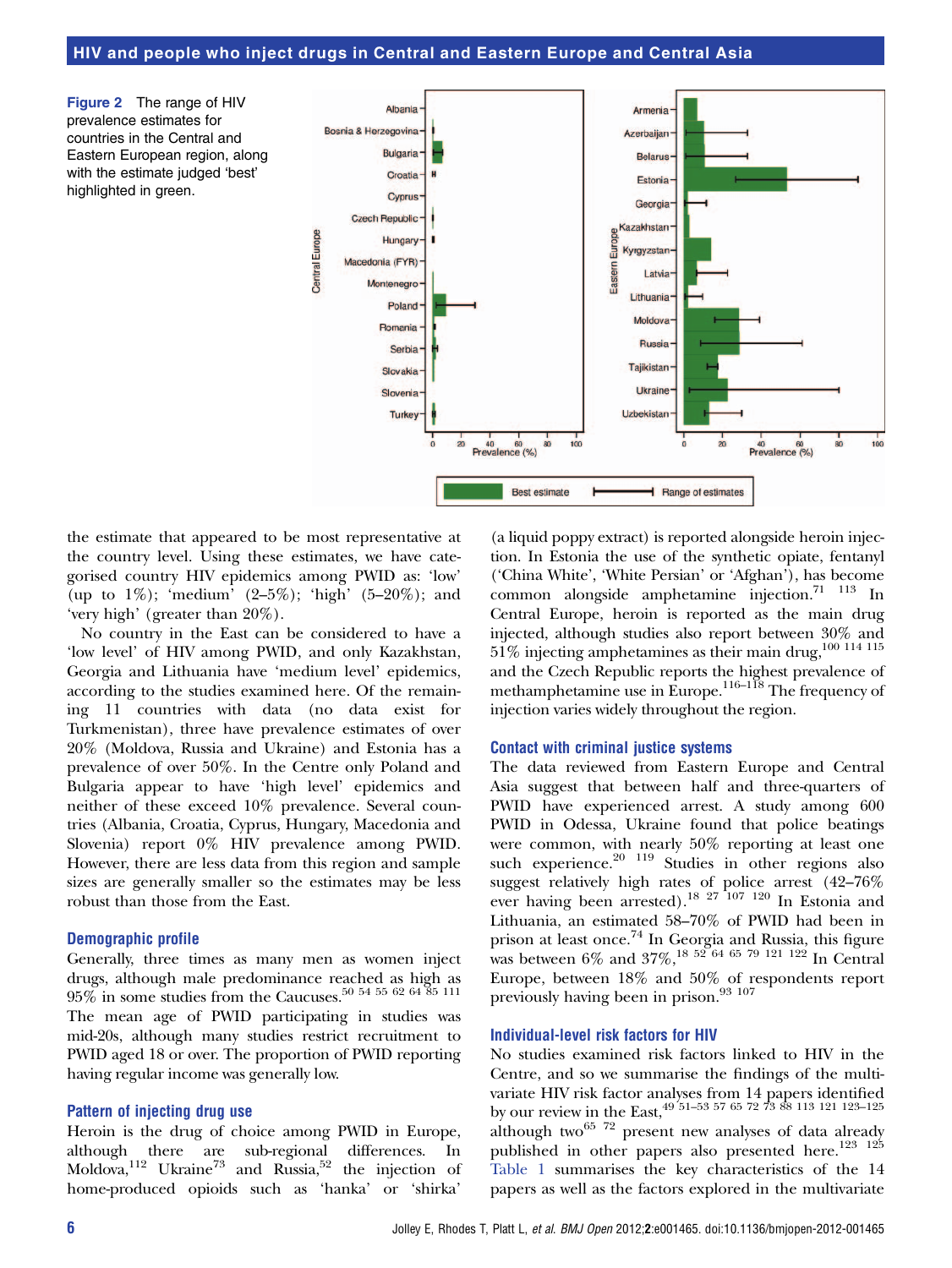**Figure 2** The range of HIV prevalence estimates for countries in the Central and Eastern European region, along with the estimate judged 'best' highlighted in green.

Central Europe: Albania, Bosnia & Herzegovina, Bulgaria, Croatia, Cyprus, Czech Republic, Hungary, Macedonia (FYR), Montenegro, Poland, Romania, Serbia, Slovakia, Slovenia, Turkey

Eastern Europe: Armenia, Azerbaijan, Belarus, Estonia, Georgia, Kazakhstan, Kyrgyzstan, Latvia, Lithuania, Moldova, Russia, Tajikistan, Ukraine, Uzbekistan

0 20 40 60 80 100

Prevalence (%)

Best estimate

Range of estimates

the estimate that appeared to be most representative at the country level. Using these estimates, we have categorised country HIV epidemics among PWID as: 'low' (up to 1%); 'medium' (2–5%); 'high' (5–20%); and 'very high' (greater than 20%).

No country in the East can be considered to have a 'low level' of HIV among PWID, and only Kazakhstan, Georgia and Lithuania have 'medium level' epidemics, according to the studies examined here. Of the remaining 11 countries with data (no data exist for Turkmenistan), three have prevalence estimates of over 20% (Moldova, Russia and Ukraine) and Estonia has a prevalence of over 50%. In the Centre only Poland and Bulgaria appear to have 'high level' epidemics and neither of these exceed 10% prevalence. Several countries (Albania, Croatia, Cyprus, Hungary, Macedonia and Slovenia) report 0% HIV prevalence among PWID. However, there are less data from this region and sample sizes are generally smaller so the estimates may be less robust than those from the East.

### Demographic profile

Generally, three times as many men as women inject drugs, although male predominance reached as high as 95% in some studies from the Caucuses.[50 54 55 62 64 85 111] The mean age of PWID participating in studies was mid-20s, although many studies restrict recruitment to PWID aged 18 or over. The proportion of PWID reporting having regular income was generally low.

### Pattern of injecting drug use

Heroin is the drug of choice among PWID in Europe, although there are sub-regional differences. In Moldova,[112] Ukraine[73] and Russia,[52] the injection of home-produced opioids such as 'hanka' or 'shirka' (a liquid poppy extract) is reported alongside heroin injection. In Estonia the use of the synthetic opiate, fentanyl ('China White', 'White Persian' or 'Afghan'), has become common alongside amphetamine injection.[71 113] In Central Europe, heroin is reported as the main drug injected, although studies also report between 30% and 51% injecting amphetamines as their main drug,[100 114 115] and the Czech Republic reports the highest prevalence of methamphetamine use in Europe.[116–118] The frequency of injection varies widely throughout the region.

### Contact with criminal justice systems

The data reviewed from Eastern Europe and Central Asia suggest that between half and three-quarters of PWID have experienced arrest. A study among 600 PWID in Odessa, Ukraine found that police beatings were common, with nearly 50% reporting at least one such experience.[20 119] Studies in other regions also suggest relatively high rates of police arrest (42–76% ever having been arrested).[18 27 107 120] In Estonia and Lithuania, an estimated 58–70% of PWID had been in prison at least once.[74] In Georgia and Russia, this figure was between 6% and 37%,[18 52 64 65 79 121 122] In Central Europe, between 18% and 50% of respondents report previously having been in prison.[93 107]

### Individual-level risk factors for HIV

No studies examined risk factors linked to HIV in the Centre, and so we summarise the findings of the multivariate HIV risk factor analyses from 14 papers identified by our review in the East,[49 51–53 57 65 72 73 88 113 121 123–125] although two[65 72] present new analyses of data already published in other papers also presented here.[123 125] Table 1 summarises the key characteristics of the 14 papers as well as the factors explored in the multivariate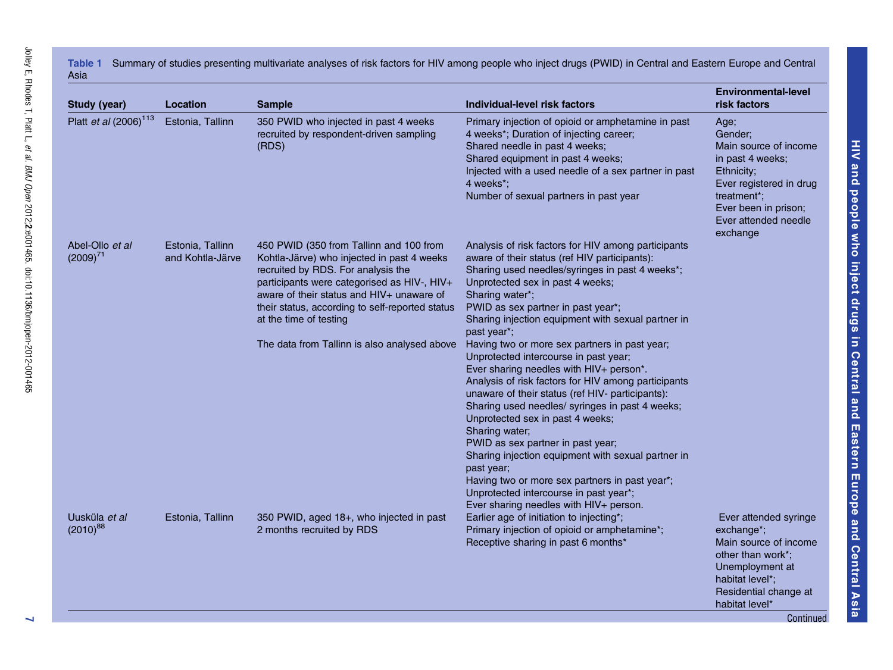Table 1 Summary of studies presenting multivariate analyses of risk factors for HIV among people who inject drugs (PWID) in Central and Eastern Europe and Central Asia

| Study (year) | Location | Sample | Individual-level risk factors | Environmental-level risk factors |
|---|---|---|---|---|
| Platt *et al* (2006)[113] | Estonia, Tallinn | 350 PWID who injected in past 4 weeks recruited by respondent-driven sampling (RDS) | Primary injection of opioid or amphetamine in past 4 weeks*; Duration of injecting career; Shared needle in past 4 weeks; Shared equipment in past 4 weeks; Injected with a used needle of a sex partner in past 4 weeks*; Number of sexual partners in past year | Age; Gender; Main source of income in past 4 weeks; Ethnicity; Ever registered in drug treatment*; Ever been in prison; Ever attended needle exchange |
| Abel-Ollo *et al* (2009)[71] | Estonia, Tallinn and Kohtla-Järve | 450 PWID (350 from Tallinn and 100 from Kohtla-Järve) who injected in past 4 weeks recruited by RDS. For analysis the participants were categorised as HIV-, HIV+ aware of their status and HIV+ unaware of their status, according to self-reported status at the time of testing<br><br>The data from Tallinn is also analysed above | Analysis of risk factors for HIV among participants aware of their status (ref HIV participants): Sharing used needles/syringes in past 4 weeks*; Unprotected sex in past 4 weeks; Sharing water*; PWID as sex partner in past year*; Sharing injection equipment with sexual partner in past year*; Having two or more sex partners in past year; Unprotected intercourse in past year; Ever sharing needles with HIV+ person*. Analysis of risk factors for HIV among participants unaware of their status (ref HIV- participants): Sharing used needles/ syringes in past 4 weeks; Unprotected sex in past 4 weeks; Sharing water; PWID as sex partner in past year; Sharing injection equipment with sexual partner in past year; Having two or more sex partners in past year*; Unprotected intercourse in past year*; Ever sharing needles with HIV+ person. | |
| Uusküla *et al* (2010)[88] | Estonia, Tallinn | 350 PWID, aged 18+, who injected in past 2 months recruited by RDS | Earlier age of initiation to injecting*; Primary injection of opioid or amphetamine*; Receptive sharing in past 6 months* | Ever attended syringe exchange*; Main source of income other than work*; Unemployment at habitat level*; Residential change at habitat level* |

Continued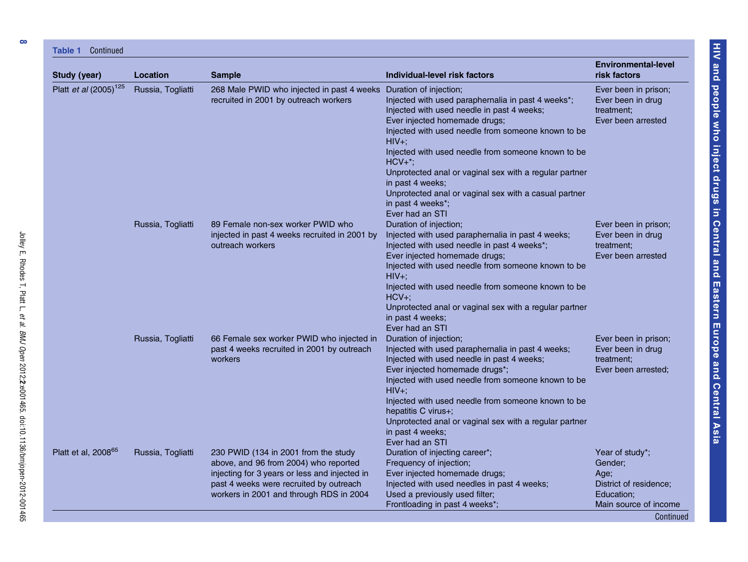**Table 1** Continued

| Study (year) | Location | Sample | Individual-level risk factors | Environmental-level risk factors |
|---|---|---|---|---|
| Platt *et al* (2005)[125] | Russia, Togliatti | 268 Male PWID who injected in past 4 weeks recruited in 2001 by outreach workers | Duration of injection; Injected with used paraphernalia in past 4 weeks*; Injected with used needle in past 4 weeks; Ever injected homemade drugs; Injected with used needle from someone known to be HIV+; Injected with used needle from someone known to be HCV+*; Unprotected anal or vaginal sex with a regular partner in past 4 weeks; Unprotected anal or vaginal sex with a casual partner in past 4 weeks*; Ever had an STI | Ever been in prison; Ever been in drug treatment; Ever been arrested |
| | Russia, Togliatti | 89 Female non-sex worker PWID who injected in past 4 weeks recruited in 2001 by outreach workers | Duration of injection; Injected with used paraphernalia in past 4 weeks; Injected with used needle in past 4 weeks*; Ever injected homemade drugs; Injected with used needle from someone known to be HIV+; Injected with used needle from someone known to be HCV+; Unprotected anal or vaginal sex with a regular partner in past 4 weeks; Ever had an STI | Ever been in prison; Ever been in drug treatment; Ever been arrested |
| | Russia, Togliatti | 66 Female sex worker PWID who injected in past 4 weeks recruited in 2001 by outreach workers | Duration of injection; Injected with used paraphernalia in past 4 weeks; Injected with used needle in past 4 weeks; Ever injected homemade drugs*; Injected with used needle from someone known to be HIV+; Injected with used needle from someone known to be hepatitis C virus+; Unprotected anal or vaginal sex with a regular partner in past 4 weeks; Ever had an STI | Ever been in prison; Ever been in drug treatment; Ever been arrested; |
| Platt et al, 2008[65] | Russia, Togliatti | 230 PWID (134 in 2001 from the study above, and 96 from 2004) who reported injecting for 3 years or less and injected in past 4 weeks were recruited by outreach workers in 2001 and through RDS in 2004 | Duration of injecting career*; Frequency of injection; Ever injected homemade drugs; Injected with used needles in past 4 weeks; Used a previously used filter; Frontloading in past 4 weeks*; | Year of study*; Gender; Age; District of residence; Education; Main source of income |

Continued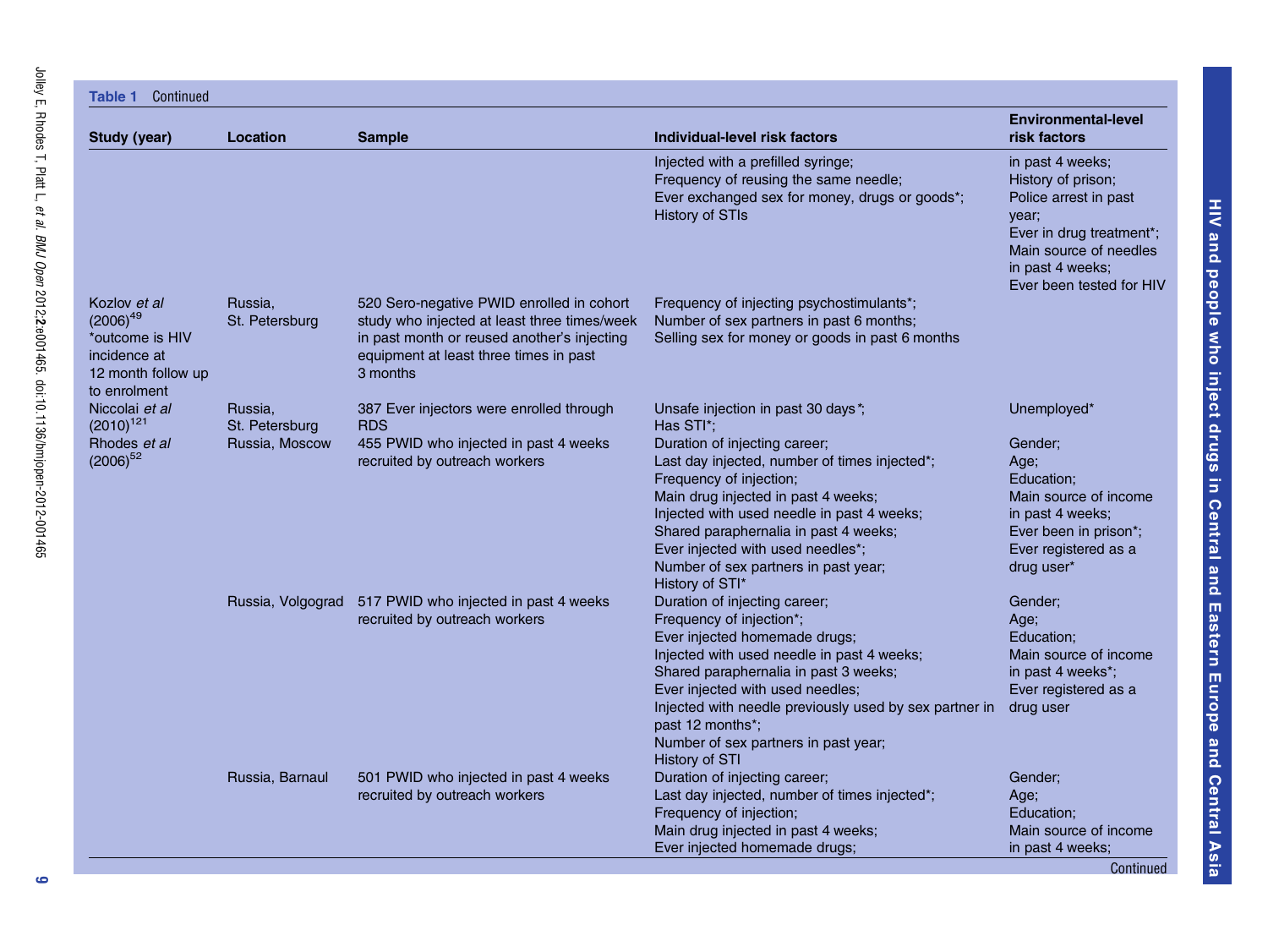**Table 1** Continued

| Study (year) | Location | Sample | Individual-level risk factors | Environmental-level risk factors |
|---|---|---|---|---|
| | | | Injected with a prefilled syringe;<br>Frequency of reusing the same needle;<br>Ever exchanged sex for money, drugs or goods*;<br>History of STIs | in past 4 weeks;<br>History of prison;<br>Police arrest in past year;<br>Ever in drug treatment*;<br>Main source of needles in past 4 weeks;<br>Ever been tested for HIV |
| Kozlov *et al* (2006)[49]<br>*outcome is HIV incidence at 12 month follow up to enrolment | Russia, St. Petersburg | 520 Sero-negative PWID enrolled in cohort study who injected at least three times/week in past month or reused another's injecting equipment at least three times in past 3 months | Frequency of injecting psychostimulants*;<br>Number of sex partners in past 6 months;<br>Selling sex for money or goods in past 6 months | |
| Niccolai *et al* (2010)[121] | Russia, St. Petersburg | 387 Ever injectors were enrolled through RDS | Unsafe injection in past 30 days*;<br>Has STI*; | Unemployed* |
| Rhodes *et al* (2006)[52] | Russia, Moscow | 455 PWID who injected in past 4 weeks recruited by outreach workers | Duration of injecting career;<br>Last day injected, number of times injected*;<br>Frequency of injection;<br>Main drug injected in past 4 weeks;<br>Injected with used needle in past 4 weeks;<br>Shared paraphernalia in past 4 weeks;<br>Ever injected with used needles*;<br>Number of sex partners in past year;<br>History of STI* | Gender;<br>Age;<br>Education;<br>Main source of income in past 4 weeks;<br>Ever been in prison*;<br>Ever registered as a drug user* |
| | Russia, Volgograd | 517 PWID who injected in past 4 weeks recruited by outreach workers | Duration of injecting career;<br>Frequency of injection*;<br>Ever injected homemade drugs;<br>Injected with used needle in past 4 weeks;<br>Shared paraphernalia in past 3 weeks;<br>Ever injected with used needles;<br>Injected with needle previously used by sex partner in past 12 months*;<br>Number of sex partners in past year;<br>History of STI | Gender;<br>Age;<br>Education;<br>Main source of income in past 4 weeks*;<br>Ever registered as a drug user |
| | Russia, Barnaul | 501 PWID who injected in past 4 weeks recruited by outreach workers | Duration of injecting career;<br>Last day injected, number of times injected*;<br>Frequency of injection;<br>Main drug injected in past 4 weeks;<br>Ever injected homemade drugs; | Gender;<br>Age;<br>Education;<br>Main source of income in past 4 weeks; |

Continued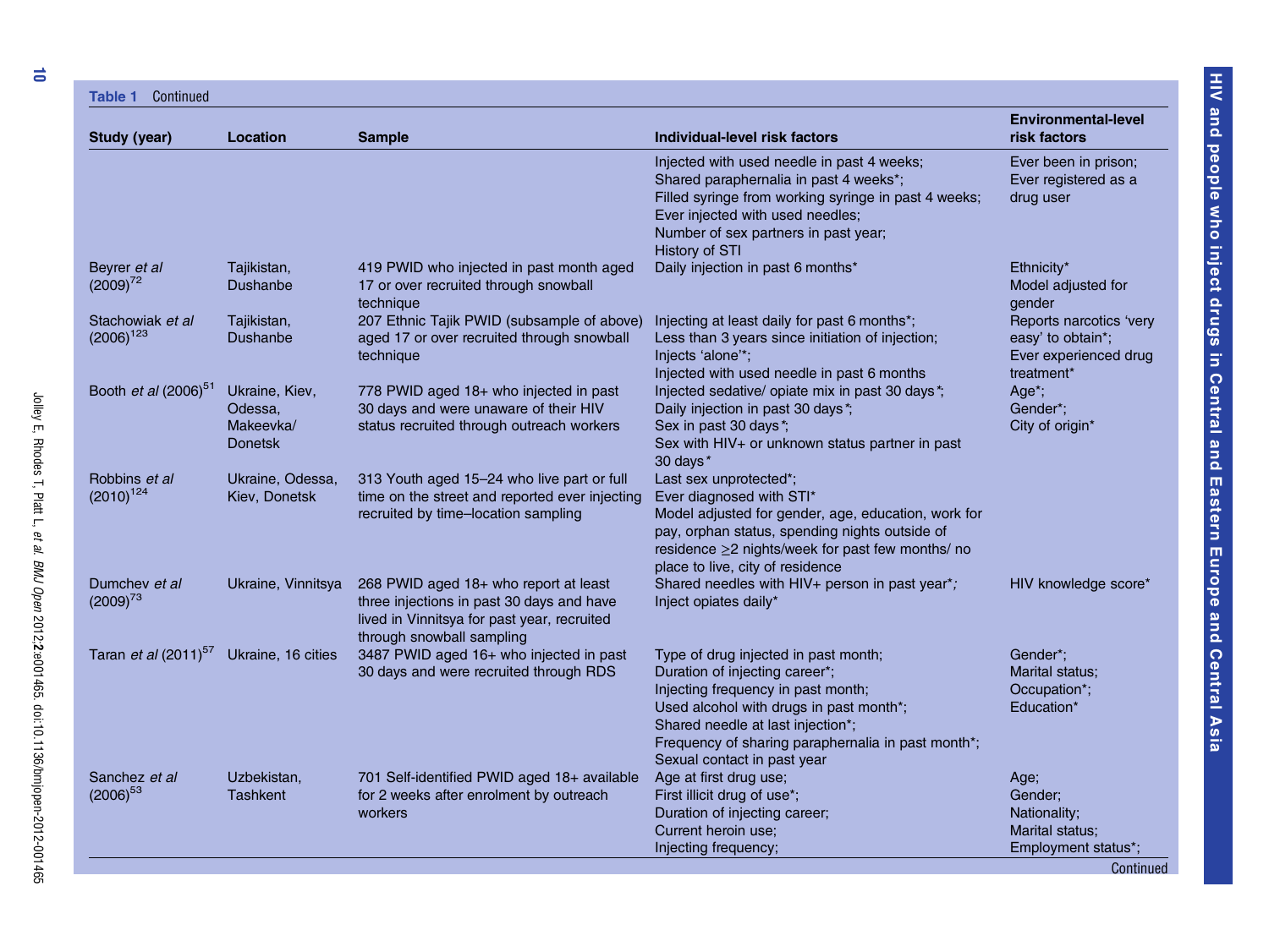**Table 1** Continued

| Study (year) | Location | Sample | Individual-level risk factors | Environmental-level risk factors |
|---|---|---|---|---|
| | | | Injected with used needle in past 4 weeks; Shared paraphernalia in past 4 weeks*; Filled syringe from working syringe in past 4 weeks; Ever injected with used needles; Number of sex partners in past year; History of STI | Ever been in prison; Ever registered as a drug user |
| Beyrer *et al* (2009)[72] | Tajikistan, Dushanbe | 419 PWID who injected in past month aged 17 or over recruited through snowball technique | Daily injection in past 6 months* | Ethnicity* Model adjusted for gender |
| Stachowiak *et al* (2006)[123] | Tajikistan, Dushanbe | 207 Ethnic Tajik PWID (subsample of above) aged 17 or over recruited through snowball technique | Injecting at least daily for past 6 months*; Less than 3 years since initiation of injection; Injects 'alone'*; Injected with used needle in past 6 months | Reports narcotics 'very easy' to obtain*; Ever experienced drug treatment* |
| Booth *et al* (2006)[51] | Ukraine, Kiev, Odessa, Makeevka/ Donetsk | 778 PWID aged 18+ who injected in past 30 days and were unaware of their HIV status recruited through outreach workers | Injected sedative/ opiate mix in past 30 days*; Daily injection in past 30 days*; Sex in past 30 days*; Sex with HIV+ or unknown status partner in past 30 days* | Age*; Gender*; City of origin* |
| Robbins *et al* (2010)[124] | Ukraine, Odessa, Kiev, Donetsk | 313 Youth aged 15–24 who live part or full time on the street and reported ever injecting recruited by time–location sampling | Last sex unprotected*; Ever diagnosed with STI* Model adjusted for gender, age, education, work for pay, orphan status, spending nights outside of residence ≥2 nights/week for past few months/ no place to live, city of residence | |
| Dumchev *et al* (2009)[73] | Ukraine, Vinnitsya | 268 PWID aged 18+ who report at least three injections in past 30 days and have lived in Vinnitsya for past year, recruited through snowball sampling | Shared needles with HIV+ person in past year*; Inject opiates daily* | HIV knowledge score* |
| Taran *et al* (2011)[57] | Ukraine, 16 cities | 3487 PWID aged 16+ who injected in past 30 days and were recruited through RDS | Type of drug injected in past month; Duration of injecting career*; Injecting frequency in past month; Used alcohol with drugs in past month*; Shared needle at last injection*; Frequency of sharing paraphernalia in past month*; Sexual contact in past year | Gender*; Marital status; Occupation*; Education* |
| Sanchez *et al* (2006)[53] | Uzbekistan, Tashkent | 701 Self-identified PWID aged 18+ available for 2 weeks after enrolment by outreach workers | Age at first drug use; First illicit drug of use*; Duration of injecting career; Current heroin use; Injecting frequency; | Age; Gender; Nationality; Marital status; Employment status*; |

Continued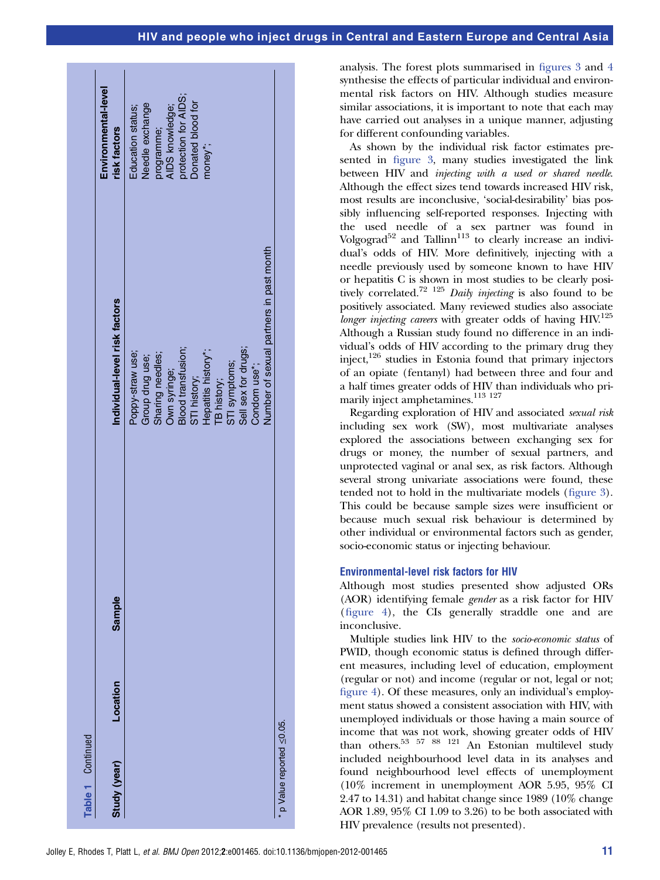**Table 1** Continued

| Study (year) | Location | Sample | Individual-level risk factors | Environmental-level risk factors |
|---|---|---|---|---|
| | | | Poppy-straw use; Group drug use; Sharing needles; Own syringe; Blood transfusion; STI history; Hepatitis history*; TB history; STI symptoms; Sell sex for drugs; Condom use*; Number of sexual partners in past month | Education status; Needle exchange programme; AIDS knowledge; protection for AIDS; Donated blood for money*; |

\* p Value reported ≤0.05.

analysis. The forest plots summarised in figures 3 and 4 synthesise the effects of particular individual and environmental risk factors on HIV. Although studies measure similar associations, it is important to note that each may have carried out analyses in a unique manner, adjusting for different confounding variables.

As shown by the individual risk factor estimates presented in figure 3, many studies investigated the link between HIV and *injecting with a used or shared needle*. Although the effect sizes tend towards increased HIV risk, most results are inconclusive, 'social-desirability' bias possibly influencing self-reported responses. Injecting with the used needle of a sex partner was found in Volgograd[52] and Tallinn[113] to clearly increase an individual's odds of HIV. More definitively, injecting with a needle previously used by someone known to have HIV or hepatitis C is shown in most studies to be clearly positively correlated.[72 125] *Daily injecting* is also found to be positively associated. Many reviewed studies also associate *longer injecting careers* with greater odds of having HIV.[125] Although a Russian study found no difference in an individual's odds of HIV according to the primary drug they inject,[126] studies in Estonia found that primary injectors of an opiate (fentanyl) had between three and four and a half times greater odds of HIV than individuals who primarily inject amphetamines.[113 127]

Regarding exploration of HIV and associated *sexual risk* including sex work (SW), most multivariate analyses explored the associations between exchanging sex for drugs or money, the number of sexual partners, and unprotected vaginal or anal sex, as risk factors. Although several strong univariate associations were found, these tended not to hold in the multivariate models (figure 3). This could be because sample sizes were insufficient or because much sexual risk behaviour is determined by other individual or environmental factors such as gender, socio-economic status or injecting behaviour.

### Environmental-level risk factors for HIV

Although most studies presented show adjusted ORs (AOR) identifying female *gender* as a risk factor for HIV (figure 4), the CIs generally straddle one and are inconclusive.

Multiple studies link HIV to the *socio-economic status* of PWID, though economic status is defined through different measures, including level of education, employment (regular or not) and income (regular or not, legal or not; figure 4). Of these measures, only an individual's employment status showed a consistent association with HIV, with unemployed individuals or those having a main source of income that was not work, showing greater odds of HIV than others.[53 57 88 121] An Estonian multilevel study included neighbourhood level data in its analyses and found neighbourhood level effects of unemployment (10% increment in unemployment AOR 5.95, 95% CI 2.47 to 14.31) and habitat change since 1989 (10% change AOR 1.89, 95% CI 1.09 to 3.26) to be both associated with HIV prevalence (results not presented).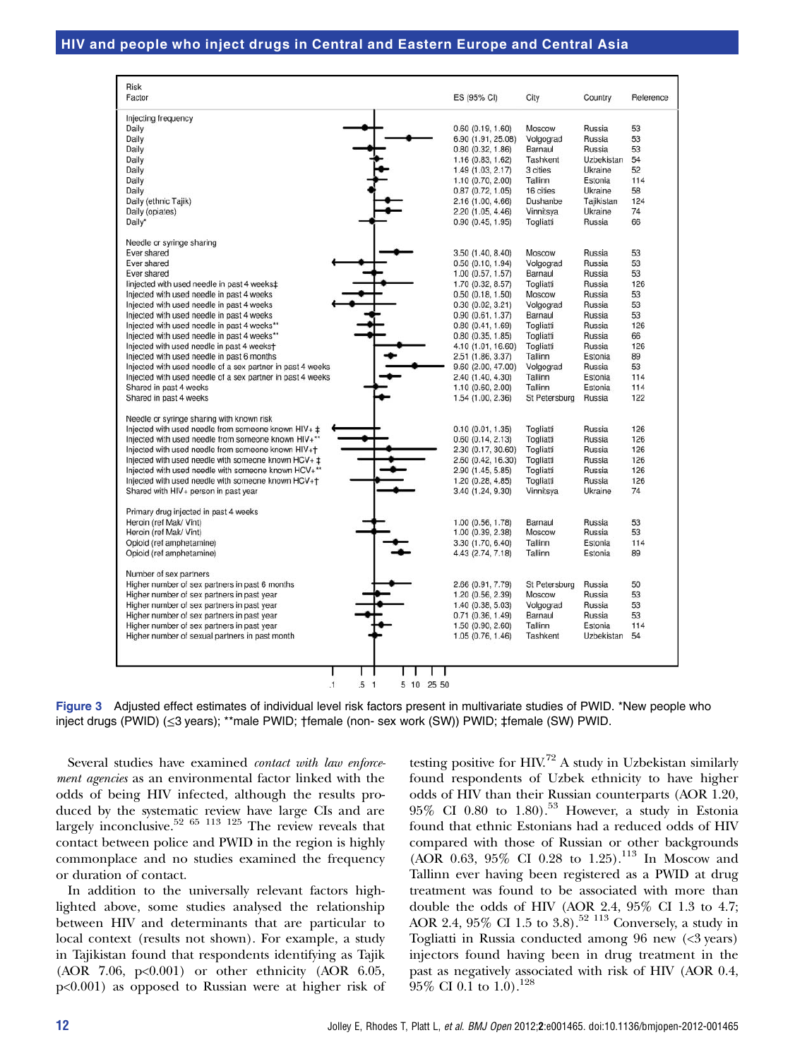Risk Factor

ES (95% CI) | City | Country | Reference

Injecting frequency

Daily 0.60 (0.19, 1.60) Moscow Russia 53
Daily 6.90 (1.91, 25.08) Volgograd Russia 53
Daily 0.80 (0.32, 1.86) Barnaul Russia 53
Daily 1.16 (0.83, 1.62) Tashkent Uzbekistan 54
Daily 1.49 (1.03, 2.17) 3 cities Ukraine 52
Daily 1.10 (0.70, 2.00) Tallinn Estonia 114
Daily 0.87 (0.72, 1.05) 16 cities Ukraine 58
Daily (ethnic Tajik) 2.16 (1.00, 4.66) Dushanbe Tajikistan 124
Daily (opiates) 2.20 (1.05, 4.46) Vinnitsya Ukraine 74
Daily* 0.90 (0.45, 1.95) Togliatti Russia 66

Needle or syringe sharing

Ever shared 3.50 (1.40, 8.40) Moscow Russia 53
Ever shared 0.50 (0.10, 1.94) Volgograd Russia 53
Ever shared 1.00 (0.57, 1.57) Barnaul Russia 53
Injected with used needle in past 4 weeks‡ 1.70 (0.32, 8.57) Togliatti Russia 126
Injected with used needle in past 4 weeks 0.50 (0.18, 1.50) Moscow Russia 53
Injected with used needle in past 4 weeks 0.30 (0.02, 3.21) Volgograd Russia 53
Injected with used needle in past 4 weeks 0.90 (0.61, 1.37) Barnaul Russia 53
Injected with used needle in past 4 weeks** 0.80 (0.41, 1.69) Togliatti Russia 126
Injected with used needle in past 4 weeks** 0.80 (0.35, 1.85) Togliatti Russia 66
Injected with used needle in past 4 weeks† 4.10 (1.01, 16.60) Togliatti Russia 126
Injected with used needle in past 6 months 2.51 (1.86, 3.37) Tallinn Estonia 89
Injected with used needle of a sex partner in past 4 weeks 9.60 (2.00, 47.00) Volgograd Russia 53
Injected with used needle of a sex partner in past 4 weeks 2.40 (1.40, 4.30) Tallinn Estonia 114
Shared in past 4 weeks 1.10 (0.60, 2.00) Tallinn Estonia 114
Shared in past 4 weeks 1.54 (1.00, 2.36) St Petersburg Russia 122

Needle or syringe sharing with known risk

Injected with used needle from someone known HIV+ ‡ 0.10 (0.01, 1.35) Togliatti Russia 126
Injected with used needle from someone known HIV+** 0.60 (0.14, 2.13) Togliatti Russia 126
Injected with used needle from someone known HIV+† 2.30 (0.17, 30.60) Togliatti Russia 126
Injected with used needle with someone known HCV+ ‡ 2.60 (0.42, 16.30) Togliatti Russia 126
Injected with used needle with someone known HCV+** 2.90 (1.45, 5.85) Togliatti Russia 126
Injected with used needle with someone known HCV+† 1.20 (0.28, 4.85) Togliatti Russia 126
Shared with HIV+ person in past year 3.40 (1.24, 9.30) Vinnitsya Ukraine 74

Primary drug injected in past 4 weeks

Heroin (ref Mak/ Vint) 1.00 (0.56, 1.78) Barnaul Russia 53
Heroin (ref Mak/ Vint) 1.00 (0.39, 2.38) Moscow Russia 53
Opioid (ref amphetamine) 3.30 (1.70, 6.40) Tallinn Estonia 114
Opioid (ref amphetamine) 4.43 (2.74, 7.18) Tallinn Estonia 89

Number of sex partners

Higher number of sex partners in past 6 months 2.66 (0.91, 7.79) St Petersburg Russia 50
Higher number of sex partners in past year 1.20 (0.56, 2.39) Moscow Russia 53
Higher number of sex partners in past year 1.40 (0.38, 5.03) Volgograd Russia 53
Higher number of sex partners in past year 0.71 (0.36, 1.49) Barnaul Russia 53
Higher number of sex partners in past year 1.50 (0.90, 2.60) Tallinn Estonia 114
Higher number of sexual partners in past month 1.05 (0.76, 1.46) Tashkent Uzbekistan 54

.1 .5 1 5 10 25 50

**Figure 3** Adjusted effect estimates of individual level risk factors present in multivariate studies of PWID. *New people who inject drugs (PWID) (≤3 years); **male PWID; †female (non- sex work (SW)) PWID; ‡female (SW) PWID.

Several studies have examined *contact with law enforcement agencies* as an environmental factor linked with the odds of being HIV infected, although the results produced by the systematic review have large CIs and are largely inconclusive.[52 65 113 125] The review reveals that contact between police and PWID in the region is highly commonplace and no studies examined the frequency or duration of contact.

In addition to the universally relevant factors highlighted above, some studies analysed the relationship between HIV and determinants that are particular to local context (results not shown). For example, a study in Tajikistan found that respondents identifying as Tajik (AOR 7.06, $p<0.001$) or other ethnicity (AOR 6.05, $p<0.001$) as opposed to Russian were at higher risk of testing positive for HIV.[72] A study in Uzbekistan similarly found respondents of Uzbek ethnicity to have higher odds of HIV than their Russian counterparts (AOR 1.20, 95% CI 0.80 to 1.80).[53] However, a study in Estonia found that ethnic Estonians had a reduced odds of HIV compared with those of Russian or other backgrounds (AOR 0.63, 95% CI 0.28 to 1.25).[113] In Moscow and Tallinn ever having been registered as a PWID at drug treatment was found to be associated with more than double the odds of HIV (AOR 2.4, 95% CI 1.3 to 4.7; AOR 2.4, 95% CI 1.5 to 3.8).[52 113] Conversely, a study in Togliatti in Russia conducted among 96 new (<3 years) injectors found having been in drug treatment in the past as negatively associated with risk of HIV (AOR 0.4, 95% CI 0.1 to 1.0).[128]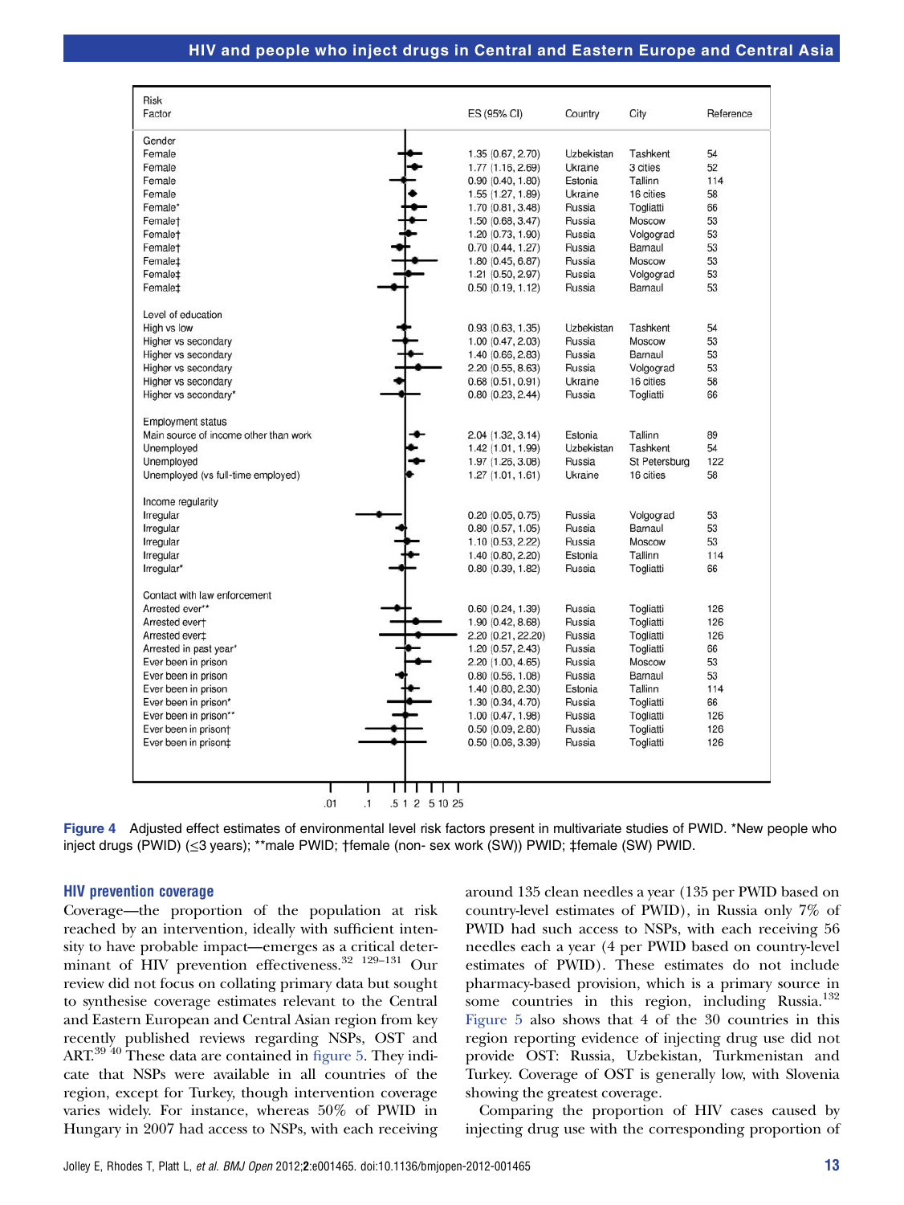Risk Factor | ES (95% CI) | Country | City | Reference

Gender
Female 1.35 (0.67, 2.70) Uzbekistan Tashkent 54
Female 1.77 (1.16, 2.69) Ukraine 3 cities 52
Female 0.90 (0.40, 1.80) Estonia Tallinn 114
Female 1.55 (1.27, 1.89) Ukraine 16 cities 58
Female* 1.70 (0.81, 3.48) Russia Togliatti 66
Female† 1.50 (0.68, 3.47) Russia Moscow 53
Female† 1.20 (0.73, 1.90) Russia Volgograd 53
Female† 0.70 (0.44, 1.27) Russia Barnaul 53
Female‡ 1.80 (0.45, 6.87) Russia Moscow 53
Female‡ 1.21 (0.50, 2.97) Russia Volgograd 53
Female‡ 0.50 (0.19, 1.12) Russia Barnaul 53

Level of education
High vs low 0.93 (0.63, 1.35) Uzbekistan Tashkent 54
Higher vs secondary 1.00 (0.47, 2.03) Russia Moscow 53
Higher vs secondary 1.40 (0.66, 2.83) Russia Barnaul 53
Higher vs secondary 2.20 (0.55, 8.63) Russia Volgograd 53
Higher vs secondary 0.68 (0.51, 0.91) Ukraine 16 cities 58
Higher vs secondary* 0.80 (0.23, 2.44) Russia Togliatti 66

Employment status
Main source of income other than work 2.04 (1.32, 3.14) Estonia Tallinn 89
Unemployed 1.42 (1.01, 1.99) Uzbekistan Tashkent 54
Unemployed 1.97 (1.26, 3.08) Russia St Petersburg 122
Unemployed (vs full-time employed) 1.27 (1.01, 1.61) Ukraine 16 cities 58

Income regularity
Irregular 0.20 (0.05, 0.75) Russia Volgograd 53
Irregular 0.80 (0.57, 1.05) Russia Barnaul 53
Irregular 1.10 (0.53, 2.22) Russia Moscow 53
Irregular 1.40 (0.80, 2.20) Estonia Tallinn 114
Irregular* 0.80 (0.39, 1.82) Russia Togliatti 66

Contact with law enforcement
Arrested ever** 0.60 (0.24, 1.39) Russia Togliatti 126
Arrested ever† 1.90 (0.42, 8.68) Russia Togliatti 126
Arrested ever‡ 2.20 (0.21, 22.20) Russia Togliatti 126
Arrested in past year* 1.20 (0.57, 2.43) Russia Togliatti 66
Ever been in prison 2.20 (1.00, 4.65) Russia Moscow 53
Ever been in prison 0.80 (0.56, 1.08) Russia Barnaul 53
Ever been in prison 1.40 (0.80, 2.30) Estonia Tallinn 114
Ever been in prison* 1.30 (0.34, 4.70) Russia Togliatti 66
Ever been in prison** 1.00 (0.47, 1.98) Russia Togliatti 126
Ever been in prison† 0.50 (0.09, 2.80) Russia Togliatti 126
Ever been in prison‡ 0.50 (0.06, 3.39) Russia Togliatti 126

.01 .1 .5 1 2 5 10 25

**Figure 4** Adjusted effect estimates of environmental level risk factors present in multivariate studies of PWID. *New people who inject drugs (PWID) (≤3 years); **male PWID; †female (non- sex work (SW)) PWID; ‡female (SW) PWID.

## HIV prevention coverage

Coverage—the proportion of the population at risk reached by an intervention, ideally with sufficient intensity to have probable impact—emerges as a critical determinant of HIV prevention effectiveness.[32 129–131] Our review did not focus on collating primary data but sought to synthesise coverage estimates relevant to the Central and Eastern European and Central Asian region from key recently published reviews regarding NSPs, OST and ART.[39 40] These data are contained in figure 5. They indicate that NSPs were available in all countries of the region, except for Turkey, though intervention coverage varies widely. For instance, whereas 50% of PWID in Hungary in 2007 had access to NSPs, with each receiving around 135 clean needles a year (135 per PWID based on country-level estimates of PWID), in Russia only 7% of PWID had such access to NSPs, with each receiving 56 needles each a year (4 per PWID based on country-level estimates of PWID). These estimates do not include pharmacy-based provision, which is a primary source in some countries in this region, including Russia.[132] Figure 5 also shows that 4 of the 30 countries in this region reporting evidence of injecting drug use did not provide OST: Russia, Uzbekistan, Turkmenistan and Turkey. Coverage of OST is generally low, with Slovenia showing the greatest coverage.

Comparing the proportion of HIV cases caused by injecting drug use with the corresponding proportion of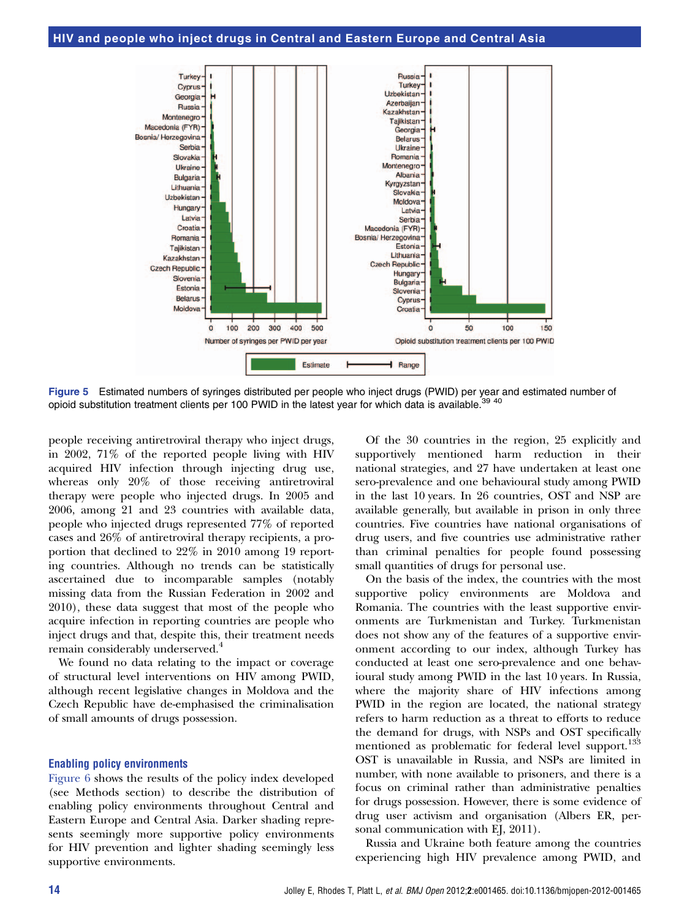Turkey
Cyprus
Georgia
Russia
Montenegro
Macedonia (FYR)
Bosnia/ Herzegovina
Serbia
Slovakia
Ukraine
Bulgaria
Lithuania
Uzbekistan
Hungary
Latvia
Croatia
Romania
Tajikistan
Kazakhstan
Czech Republic
Slovenia
Estonia
Belarus
Moldova

0 100 200 300 400 500

Number of syringes per PWID per year

Russia
Turkey
Uzbekistan
Azerbaijan
Kazakhstan
Tajikistan
Georgia
Belarus
Ukraine
Romania
Montenegro
Albania
Kyrgyzstan
Slovakia
Moldova
Latvia
Serbia
Macedonia (FYR)
Bosnia/ Herzegovina
Estonia
Lithuania
Czech Republic
Hungary
Bulgaria
Slovenia
Cyprus
Croatia

0 50 100 150

Opioid substitution treatment clients per 100 PWID

Estimate
Range

**Figure 5** Estimated numbers of syringes distributed per people who inject drugs (PWID) per year and estimated number of opioid substitution treatment clients per 100 PWID in the latest year for which data is available.[39 40]

people receiving antiretroviral therapy who inject drugs, in 2002, 71% of the reported people living with HIV acquired HIV infection through injecting drug use, whereas only 20% of those receiving antiretroviral therapy were people who injected drugs. In 2005 and 2006, among 21 and 23 countries with available data, people who injected drugs represented 77% of reported cases and 26% of antiretroviral therapy recipients, a proportion that declined to 22% in 2010 among 19 reporting countries. Although no trends can be statistically ascertained due to incomparable samples (notably missing data from the Russian Federation in 2002 and 2010), these data suggest that most of the people who acquire infection in reporting countries are people who inject drugs and that, despite this, their treatment needs remain considerably underserved.[4]

We found no data relating to the impact or coverage of structural level interventions on HIV among PWID, although recent legislative changes in Moldova and the Czech Republic have de-emphasised the criminalisation of small amounts of drugs possession.

## Enabling policy environments

Figure 6 shows the results of the policy index developed (see Methods section) to describe the distribution of enabling policy environments throughout Central and Eastern Europe and Central Asia. Darker shading represents seemingly more supportive policy environments for HIV prevention and lighter shading seemingly less supportive environments.

Of the 30 countries in the region, 25 explicitly and supportively mentioned harm reduction in their national strategies, and 27 have undertaken at least one sero-prevalence and one behavioural study among PWID in the last 10 years. In 26 countries, OST and NSP are available generally, but available in prison in only three countries. Five countries have national organisations of drug users, and five countries use administrative rather than criminal penalties for people found possessing small quantities of drugs for personal use.

On the basis of the index, the countries with the most supportive policy environments are Moldova and Romania. The countries with the least supportive environments are Turkmenistan and Turkey. Turkmenistan does not show any of the features of a supportive environment according to our index, although Turkey has conducted at least one sero-prevalence and one behavioural study among PWID in the last 10 years. In Russia, where the majority share of HIV infections among PWID in the region are located, the national strategy refers to harm reduction as a threat to efforts to reduce the demand for drugs, with NSPs and OST specifically mentioned as problematic for federal level support.[133] OST is unavailable in Russia, and NSPs are limited in number, with none available to prisoners, and there is a focus on criminal rather than administrative penalties for drugs possession. However, there is some evidence of drug user activism and organisation (Albers ER, personal communication with EJ, 2011).

Russia and Ukraine both feature among the countries experiencing high HIV prevalence among PWID, and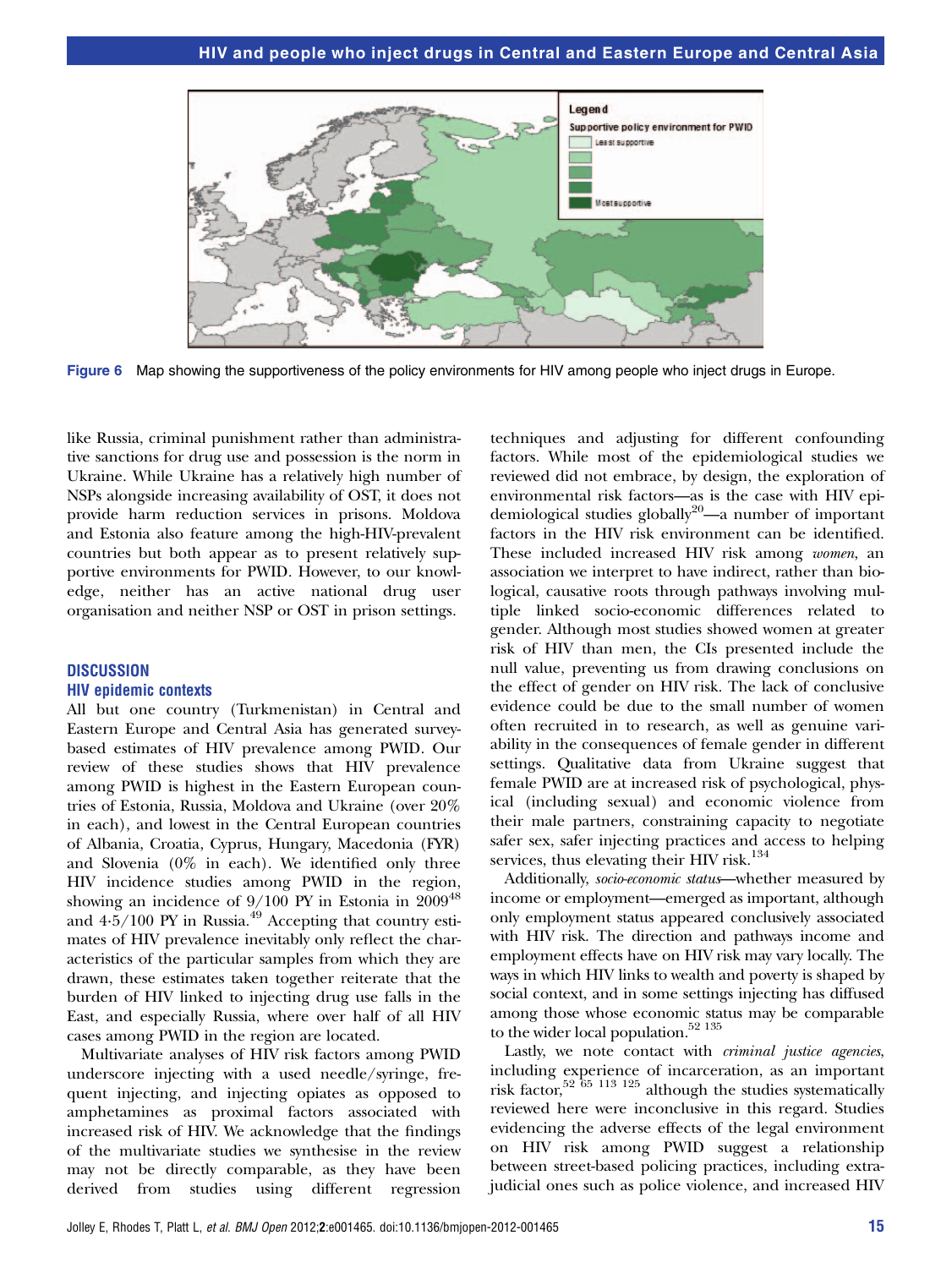Legend

Supportive policy environment for PWID

Least supportive

Most supportive

**Figure 6** Map showing the supportiveness of the policy environments for HIV among people who inject drugs in Europe.

like Russia, criminal punishment rather than administrative sanctions for drug use and possession is the norm in Ukraine. While Ukraine has a relatively high number of NSPs alongside increasing availability of OST, it does not provide harm reduction services in prisons. Moldova and Estonia also feature among the high-HIV-prevalent countries but both appear as to present relatively supportive environments for PWID. However, to our knowledge, neither has an active national drug user organisation and neither NSP or OST in prison settings.

## DISCUSSION

### HIV epidemic contexts

All but one country (Turkmenistan) in Central and Eastern Europe and Central Asia has generated survey-based estimates of HIV prevalence among PWID. Our review of these studies shows that HIV prevalence among PWID is highest in the Eastern European countries of Estonia, Russia, Moldova and Ukraine (over 20% in each), and lowest in the Central European countries of Albania, Croatia, Cyprus, Hungary, Macedonia (FYR) and Slovenia (0% in each). We identified only three HIV incidence studies among PWID in the region, showing an incidence of 9/100 PY in Estonia in 2009[48] and 4·5/100 PY in Russia.[49] Accepting that country estimates of HIV prevalence inevitably only reflect the characteristics of the particular samples from which they are drawn, these estimates taken together reiterate that the burden of HIV linked to injecting drug use falls in the East, and especially Russia, where over half of all HIV cases among PWID in the region are located.

Multivariate analyses of HIV risk factors among PWID underscore injecting with a used needle/syringe, frequent injecting, and injecting opiates as opposed to amphetamines as proximal factors associated with increased risk of HIV. We acknowledge that the findings of the multivariate studies we synthesise in the review may not be directly comparable, as they have been derived from studies using different regression techniques and adjusting for different confounding factors. While most of the epidemiological studies we reviewed did not embrace, by design, the exploration of environmental risk factors—as is the case with HIV epidemiological studies globally[20]—a number of important factors in the HIV risk environment can be identified. These included increased HIV risk among *women*, an association we interpret to have indirect, rather than biological, causative roots through pathways involving multiple linked socio-economic differences related to gender. Although most studies showed women at greater risk of HIV than men, the CIs presented include the null value, preventing us from drawing conclusions on the effect of gender on HIV risk. The lack of conclusive evidence could be due to the small number of women often recruited in to research, as well as genuine variability in the consequences of female gender in different settings. Qualitative data from Ukraine suggest that female PWID are at increased risk of psychological, physical (including sexual) and economic violence from their male partners, constraining capacity to negotiate safer sex, safer injecting practices and access to helping services, thus elevating their HIV risk.[134]

Additionally, *socio-economic status*—whether measured by income or employment—emerged as important, although only employment status appeared conclusively associated with HIV risk. The direction and pathways income and employment effects have on HIV risk may vary locally. The ways in which HIV links to wealth and poverty is shaped by social context, and in some settings injecting has diffused among those whose economic status may be comparable to the wider local population.[52,135]

Lastly, we note contact with *criminal justice agencies*, including experience of incarceration, as an important risk factor,[52,65,113,125] although the studies systematically reviewed here were inconclusive in this regard. Studies evidencing the adverse effects of the legal environment on HIV risk among PWID suggest a relationship between street-based policing practices, including extra-judicial ones such as police violence, and increased HIV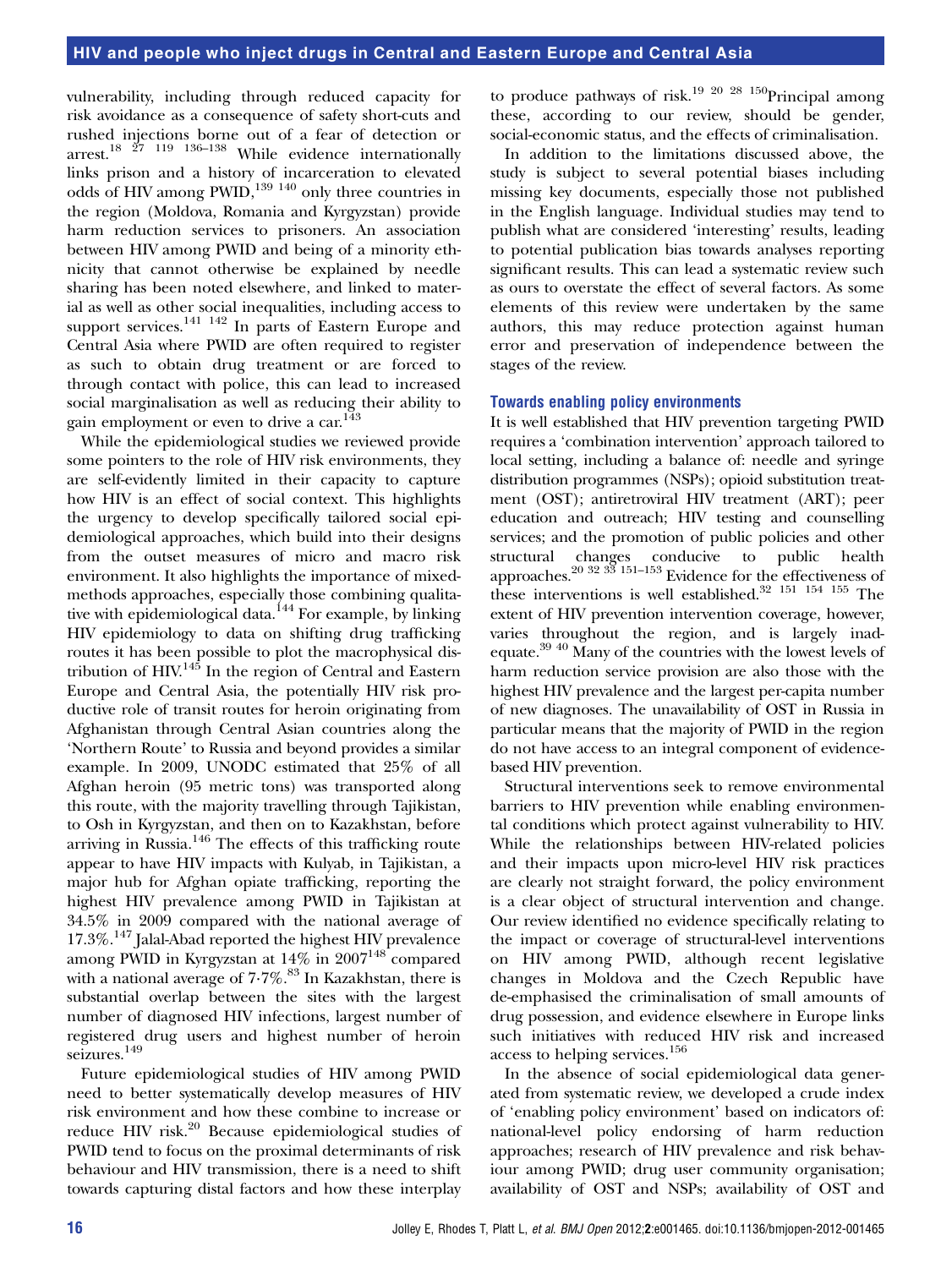vulnerability, including through reduced capacity for risk avoidance as a consequence of safety short-cuts and rushed injections borne out of a fear of detection or arrest.[18 27 119 136–138] While evidence internationally links prison and a history of incarceration to elevated odds of HIV among PWID,[139 140] only three countries in the region (Moldova, Romania and Kyrgyzstan) provide harm reduction services to prisoners. An association between HIV among PWID and being of a minority ethnicity that cannot otherwise be explained by needle sharing has been noted elsewhere, and linked to material as well as other social inequalities, including access to support services.[141 142] In parts of Eastern Europe and Central Asia where PWID are often required to register as such to obtain drug treatment or are forced to through contact with police, this can lead to increased social marginalisation as well as reducing their ability to gain employment or even to drive a car.[143]

While the epidemiological studies we reviewed provide some pointers to the role of HIV risk environments, they are self-evidently limited in their capacity to capture how HIV is an effect of social context. This highlights the urgency to develop specifically tailored social epidemiological approaches, which build into their designs from the outset measures of micro and macro risk environment. It also highlights the importance of mixed-methods approaches, especially those combining qualitative with epidemiological data.[144] For example, by linking HIV epidemiology to data on shifting drug trafficking routes it has been possible to plot the macrophysical distribution of HIV.[145] In the region of Central and Eastern Europe and Central Asia, the potentially HIV risk productive role of transit routes for heroin originating from Afghanistan through Central Asian countries along the 'Northern Route' to Russia and beyond provides a similar example. In 2009, UNODC estimated that 25% of all Afghan heroin (95 metric tons) was transported along this route, with the majority travelling through Tajikistan, to Osh in Kyrgyzstan, and then on to Kazakhstan, before arriving in Russia.[146] The effects of this trafficking route appear to have HIV impacts with Kulyab, in Tajikistan, a major hub for Afghan opiate trafficking, reporting the highest HIV prevalence among PWID in Tajikistan at 34.5% in 2009 compared with the national average of 17.3%.[147] Jalal-Abad reported the highest HIV prevalence among PWID in Kyrgyzstan at 14% in 2007[148] compared with a national average of 7·7%.[83] In Kazakhstan, there is substantial overlap between the sites with the largest number of diagnosed HIV infections, largest number of registered drug users and highest number of heroin seizures.[149]

Future epidemiological studies of HIV among PWID need to better systematically develop measures of HIV risk environment and how these combine to increase or reduce HIV risk.[20] Because epidemiological studies of PWID tend to focus on the proximal determinants of risk behaviour and HIV transmission, there is a need to shift towards capturing distal factors and how these interplay to produce pathways of risk.[19 20 28 150] Principal among these, according to our review, should be gender, social-economic status, and the effects of criminalisation.

In addition to the limitations discussed above, the study is subject to several potential biases including missing key documents, especially those not published in the English language. Individual studies may tend to publish what are considered 'interesting' results, leading to potential publication bias towards analyses reporting significant results. This can lead a systematic review such as ours to overstate the effect of several factors. As some elements of this review were undertaken by the same authors, this may reduce protection against human error and preservation of independence between the stages of the review.

### Towards enabling policy environments

It is well established that HIV prevention targeting PWID requires a 'combination intervention' approach tailored to local setting, including a balance of: needle and syringe distribution programmes (NSPs); opioid substitution treatment (OST); antiretroviral HIV treatment (ART); peer education and outreach; HIV testing and counselling services; and the promotion of public policies and other structural changes conducive to public health approaches.[20 32 33 151–153] Evidence for the effectiveness of these interventions is well established.[32 151 154 155] The extent of HIV prevention intervention coverage, however, varies throughout the region, and is largely inadequate.[39 40] Many of the countries with the lowest levels of harm reduction service provision are also those with the highest HIV prevalence and the largest per-capita number of new diagnoses. The unavailability of OST in Russia in particular means that the majority of PWID in the region do not have access to an integral component of evidence-based HIV prevention.

Structural interventions seek to remove environmental barriers to HIV prevention while enabling environmental conditions which protect against vulnerability to HIV. While the relationships between HIV-related policies and their impacts upon micro-level HIV risk practices are clearly not straight forward, the policy environment is a clear object of structural intervention and change. Our review identified no evidence specifically relating to the impact or coverage of structural-level interventions on HIV among PWID, although recent legislative changes in Moldova and the Czech Republic have de-emphasised the criminalisation of small amounts of drug possession, and evidence elsewhere in Europe links such initiatives with reduced HIV risk and increased access to helping services.[156]

In the absence of social epidemiological data generated from systematic review, we developed a crude index of 'enabling policy environment' based on indicators of: national-level policy endorsing of harm reduction approaches; research of HIV prevalence and risk behaviour among PWID; drug user community organisation; availability of OST and NSPs; availability of OST and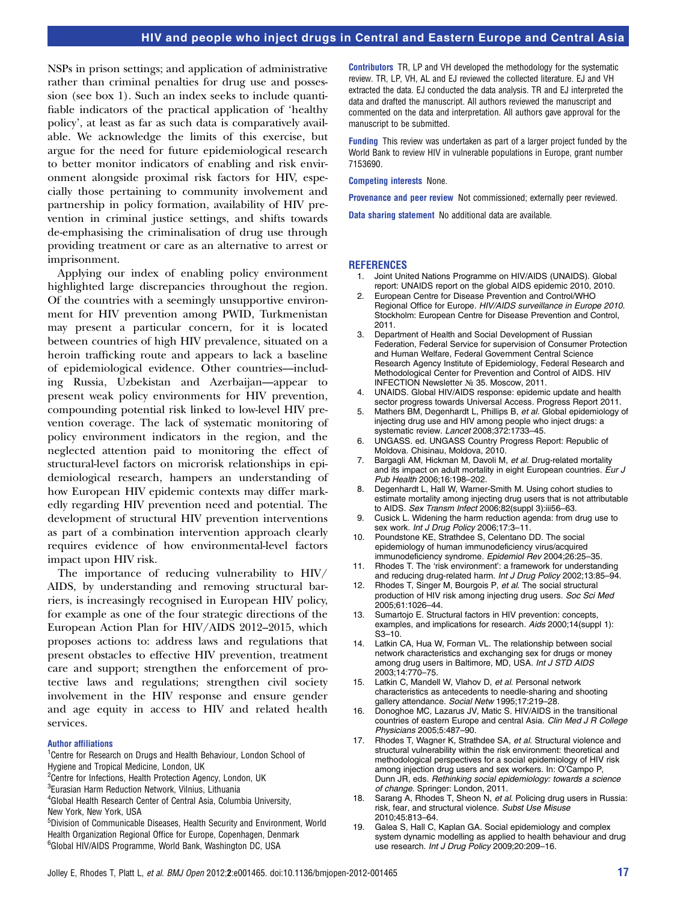NSPs in prison settings; and application of administrative rather than criminal penalties for drug use and possession (see box 1). Such an index seeks to include quantifiable indicators of the practical application of 'healthy policy', at least as far as such data is comparatively available. We acknowledge the limits of this exercise, but argue for the need for future epidemiological research to better monitor indicators of enabling and risk environment alongside proximal risk factors for HIV, especially those pertaining to community involvement and partnership in policy formation, availability of HIV prevention in criminal justice settings, and shifts towards de-emphasising the criminalisation of drug use through providing treatment or care as an alternative to arrest or imprisonment.

Applying our index of enabling policy environment highlighted large discrepancies throughout the region. Of the countries with a seemingly unsupportive environment for HIV prevention among PWID, Turkmenistan may present a particular concern, for it is located between countries of high HIV prevalence, situated on a heroin trafficking route and appears to lack a baseline of epidemiological evidence. Other countries—including Russia, Uzbekistan and Azerbaijan—appear to present weak policy environments for HIV prevention, compounding potential risk linked to low-level HIV prevention coverage. The lack of systematic monitoring of policy environment indicators in the region, and the neglected attention paid to monitoring the effect of structural-level factors on microrisk relationships in epidemiological research, hampers an understanding of how European HIV epidemic contexts may differ markedly regarding HIV prevention need and potential. The development of structural HIV prevention interventions as part of a combination intervention approach clearly requires evidence of how environmental-level factors impact upon HIV risk.

The importance of reducing vulnerability to HIV/AIDS, by understanding and removing structural barriers, is increasingly recognised in European HIV policy, for example as one of the four strategic directions of the European Action Plan for HIV/AIDS 2012–2015, which proposes actions to: address laws and regulations that present obstacles to effective HIV prevention, treatment care and support; strengthen the enforcement of protective laws and regulations; strengthen civil society involvement in the HIV response and ensure gender and age equity in access to HIV and related health services.

#### Author affiliations

[1]Centre for Research on Drugs and Health Behaviour, London School of Hygiene and Tropical Medicine, London, UK
[2]Centre for Infections, Health Protection Agency, London, UK
[3]Eurasian Harm Reduction Network, Vilnius, Lithuania
[4]Global Health Research Center of Central Asia, Columbia University, New York, New York, USA
[5]Division of Communicable Diseases, Health Security and Environment, World Health Organization Regional Office for Europe, Copenhagen, Denmark
[6]Global HIV/AIDS Programme, World Bank, Washington DC, USA

**Contributors** TR, LP and VH developed the methodology for the systematic review. TR, LP, VH, AL and EJ reviewed the collected literature. EJ and VH extracted the data. EJ conducted the data analysis. TR and EJ interpreted the data and drafted the manuscript. All authors reviewed the manuscript and commented on the data and interpretation. All authors gave approval for the manuscript to be submitted.

**Funding** This review was undertaken as part of a larger project funded by the World Bank to review HIV in vulnerable populations in Europe, grant number 7153690.

**Competing interests** None.

**Provenance and peer review** Not commissioned; externally peer reviewed.

**Data sharing statement** No additional data are available.

## REFERENCES

1. Joint United Nations Programme on HIV/AIDS (UNAIDS). Global report: UNAIDS report on the global AIDS epidemic 2010, 2010.
2. European Centre for Disease Prevention and Control/WHO Regional Office for Europe. *HIV/AIDS surveillance in Europe 2010.* Stockholm: European Centre for Disease Prevention and Control, 2011.
3. Department of Health and Social Development of Russian Federation, Federal Service for supervision of Consumer Protection and Human Welfare, Federal Government Central Science Research Agency Institute of Epidemiology, Federal Research and Methodological Center for Prevention and Control of AIDS. HIV INFECTION Newsletter № 35. Moscow, 2011.
4. UNAIDS. Global HIV/AIDS response: epidemic update and health sector progress towards Universal Access. Progress Report 2011.
5. Mathers BM, Degenhardt L, Phillips B, *et al.* Global epidemiology of injecting drug use and HIV among people who inject drugs: a systematic review. *Lancet* 2008;372:1733–45.
6. UNGASS. ed. UNGASS Country Progress Report: Republic of Moldova. Chisinau, Moldova, 2010.
7. Bargagli AM, Hickman M, Davoli M, *et al.* Drug-related mortality and its impact on adult mortality in eight European countries. *Eur J Pub Health* 2006;16:198–202.
8. Degenhardt L, Hall W, Warner-Smith M. Using cohort studies to estimate mortality among injecting drug users that is not attributable to AIDS. *Sex Transm Infect* 2006;82(suppl 3):iii56–63.
9. Cusick L. Widening the harm reduction agenda: from drug use to sex work. *Int J Drug Policy* 2006;17:3–11.
10. Poundstone KE, Strathdee S, Celentano DD. The social epidemiology of human immunodeficiency virus/acquired immunodeficiency syndrome. *Epidemiol Rev* 2004;26:25–35.
11. Rhodes T. The 'risk environment': a framework for understanding and reducing drug-related harm. *Int J Drug Policy* 2002;13:85–94.
12. Rhodes T, Singer M, Bourgois P, *et al.* The social structural production of HIV risk among injecting drug users. *Soc Sci Med* 2005;61:1026–44.
13. Sumartojo E. Structural factors in HIV prevention: concepts, examples, and implications for research. *Aids* 2000;14(suppl 1): S3–10.
14. Latkin CA, Hua W, Forman VL. The relationship between social network characteristics and exchanging sex for drugs or money among drug users in Baltimore, MD, USA. *Int J STD AIDS* 2003;14:770–75.
15. Latkin C, Mandell W, Vlahov D, *et al.* Personal network characteristics as antecedents to needle-sharing and shooting gallery attendance. *Social Netw* 1995;17:219–28.
16. Donoghoe MC, Lazarus JV, Matic S. HIV/AIDS in the transitional countries of eastern Europe and central Asia. *Clin Med J R College Physicians* 2005;5:487–90.
17. Rhodes T, Wagner K, Strathdee SA, *et al.* Structural violence and structural vulnerability within the risk environment: theoretical and methodological perspectives for a social epidemiology of HIV risk among injection drug users and sex workers. In: O'Campo P, Dunn JR, eds. *Rethinking social epidemiology: towards a science of change.* Springer: London, 2011.
18. Sarang A, Rhodes T, Sheon N, *et al.* Policing drug users in Russia: risk, fear, and structural violence. *Subst Use Misuse* 2010;45:813–64.
19. Galea S, Hall C, Kaplan GA. Social epidemiology and complex system dynamic modelling as applied to health behaviour and drug use research. *Int J Drug Policy* 2009;20:209–16.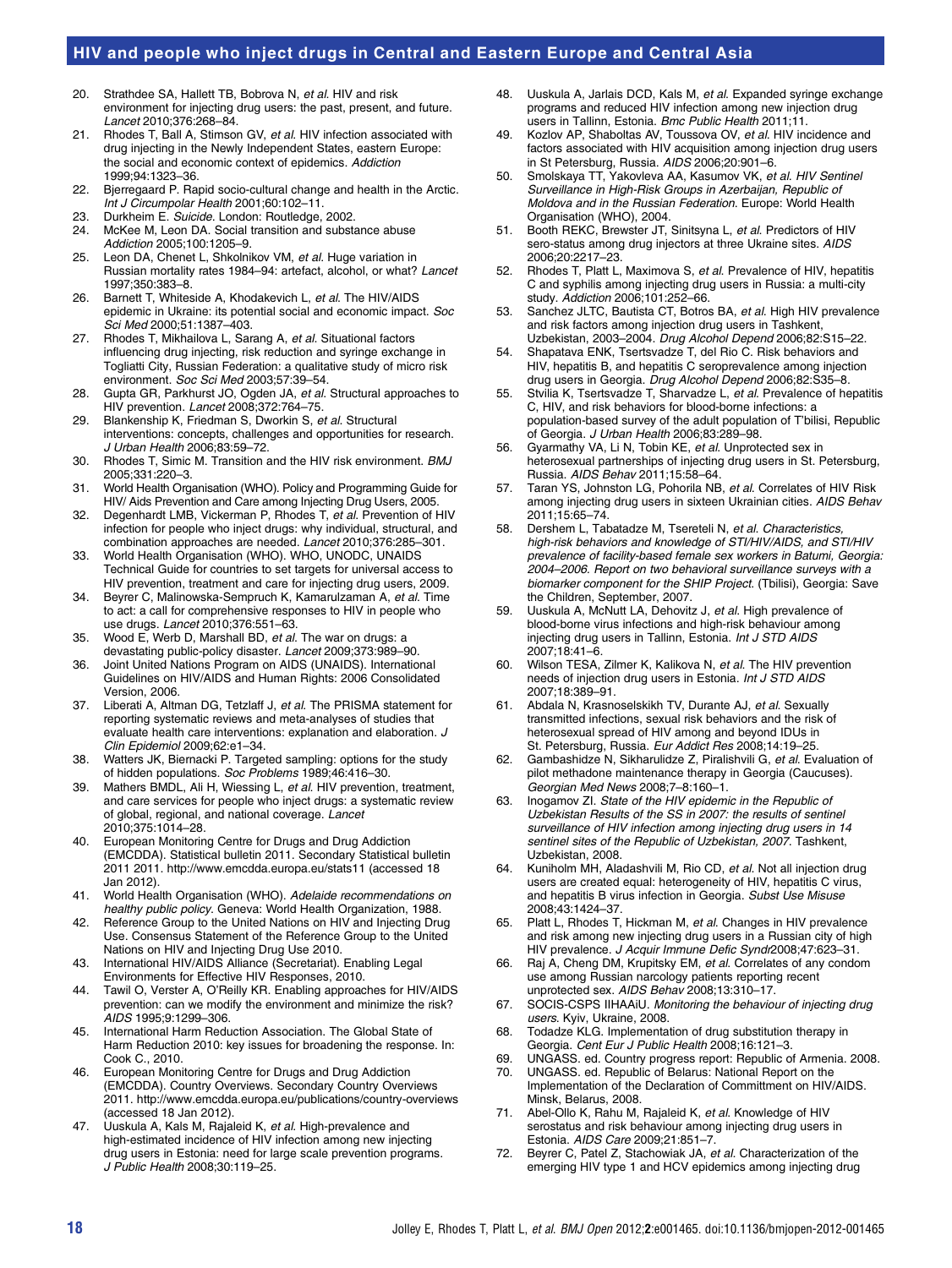20. Strathdee SA, Hallett TB, Bobrova N, *et al*. HIV and risk environment for injecting drug users: the past, present, and future. *Lancet* 2010;376:268–84.
21. Rhodes T, Ball A, Stimson GV, *et al*. HIV infection associated with drug injecting in the Newly Independent States, eastern Europe: the social and economic context of epidemics. *Addiction* 1999;94:1323–36.
22. Bjerregaard P. Rapid socio-cultural change and health in the Arctic. *Int J Circumpolar Health* 2001;60:102–11.
23. Durkheim E. *Suicide*. London: Routledge, 2002.
24. McKee M, Leon DA. Social transition and substance abuse *Addiction* 2005;100:1205–9.
25. Leon DA, Chenet L, Shkolnikov VM, *et al*. Huge variation in Russian mortality rates 1984–94: artefact, alcohol, or what? *Lancet* 1997;350:383–8.
26. Barnett T, Whiteside A, Khodakevich L, *et al*. The HIV/AIDS epidemic in Ukraine: its potential social and economic impact. *Soc Sci Med* 2000;51:1387–403.
27. Rhodes T, Mikhailova L, Sarang A, *et al*. Situational factors influencing drug injecting, risk reduction and syringe exchange in Togliatti City, Russian Federation: a qualitative study of micro risk environment. *Soc Sci Med* 2003;57:39–54.
28. Gupta GR, Parkhurst JO, Ogden JA, *et al*. Structural approaches to HIV prevention. *Lancet* 2008;372:764–75.
29. Blankenship K, Friedman S, Dworkin S, *et al*. Structural interventions: concepts, challenges and opportunities for research. *J Urban Health* 2006;83:59–72.
30. Rhodes T, Simic M. Transition and the HIV risk environment. *BMJ* 2005;331:220–3.
31. World Health Organisation (WHO). Policy and Programming Guide for HIV/ Aids Prevention and Care among Injecting Drug Users, 2005.
32. Degenhardt LMB, Vickerman P, Rhodes T, *et al*. Prevention of HIV infection for people who inject drugs: why individual, structural, and combination approaches are needed. *Lancet* 2010;376:285–301.
33. World Health Organisation (WHO). WHO, UNODC, UNAIDS Technical Guide for countries to set targets for universal access to HIV prevention, treatment and care for injecting drug users, 2009.
34. Beyrer C, Malinowska-Sempruch K, Kamarulzaman A, *et al*. Time to act: a call for comprehensive responses to HIV in people who use drugs. *Lancet* 2010;376:551–63.
35. Wood E, Werb D, Marshall BD, *et al*. The war on drugs: a devastating public-policy disaster. *Lancet* 2009;373:989–90.
36. Joint United Nations Program on AIDS (UNAIDS). International Guidelines on HIV/AIDS and Human Rights: 2006 Consolidated Version, 2006.
37. Liberati A, Altman DG, Tetzlaff J, *et al*. The PRISMA statement for reporting systematic reviews and meta-analyses of studies that evaluate health care interventions: explanation and elaboration. *J Clin Epidemiol* 2009;62:e1–34.
38. Watters JK, Biernacki P. Targeted sampling: options for the study of hidden populations. *Soc Problems* 1989;46:416–30.
39. Mathers BMDL, Ali H, Wiessing L, *et al*. HIV prevention, treatment, and care services for people who inject drugs: a systematic review of global, regional, and national coverage. *Lancet* 2010;375:1014–28.
40. European Monitoring Centre for Drugs and Drug Addiction (EMCDDA). Statistical bulletin 2011. Secondary Statistical bulletin 2011 2011. http://www.emcdda.europa.eu/stats11 (accessed 18 Jan 2012).
41. World Health Organisation (WHO). *Adelaide recommendations on healthy public policy*. Geneva: World Health Organization, 1988.
42. Reference Group to the United Nations on HIV and Injecting Drug Use. Consensus Statement of the Reference Group to the United Nations on HIV and Injecting Drug Use 2010.
43. International HIV/AIDS Alliance (Secretariat). Enabling Legal Environments for Effective HIV Responses, 2010.
44. Tawil O, Verster A, O'Reilly KR. Enabling approaches for HIV/AIDS prevention: can we modify the environment and minimize the risk? *AIDS* 1995;9:1299–306.
45. International Harm Reduction Association. The Global State of Harm Reduction 2010: key issues for broadening the response. In: Cook C., 2010.
46. European Monitoring Centre for Drugs and Drug Addiction (EMCDDA). Country Overviews. Secondary Country Overviews 2011. http://www.emcdda.europa.eu/publications/country-overviews (accessed 18 Jan 2012).
47. Uuskula A, Kals M, Rajaleid K, *et al*. High-prevalence and high-estimated incidence of HIV infection among new injecting drug users in Estonia: need for large scale prevention programs. *J Public Health* 2008;30:119–25.
48. Uuskula A, Jarlais DCD, Kals M, *et al*. Expanded syringe exchange programs and reduced HIV infection among new injection drug users in Tallinn, Estonia. *Bmc Public Health* 2011;11.
49. Kozlov AP, Shaboltas AV, Toussova OV, *et al*. HIV incidence and factors associated with HIV acquisition among injection drug users in St Petersburg, Russia. *AIDS* 2006;20:901–6.
50. Smolskaya TT, Yakovleva AA, Kasumov VK, *et al*. *HIV Sentinel Surveillance in High-Risk Groups in Azerbaijan, Republic of Moldova and in the Russian Federation*. Europe: World Health Organisation (WHO), 2004.
51. Booth REKC, Brewster JT, Sinitsyna L, *et al*. Predictors of HIV sero-status among drug injectors at three Ukraine sites. *AIDS* 2006;20:2217–23.
52. Rhodes T, Platt L, Maximova S, *et al*. Prevalence of HIV, hepatitis C and syphilis among injecting drug users in Russia: a multi-city study. *Addiction* 2006;101:252–66.
53. Sanchez JLTC, Bautista CT, Botros BA, *et al*. High HIV prevalence and risk factors among injection drug users in Tashkent, Uzbekistan, 2003–2004. *Drug Alcohol Depend* 2006;82:S15–22.
54. Shapatava ENK, Tsertsvadze T, del Rio C. Risk behaviors and HIV, hepatitis B, and hepatitis C seroprevalence among injection drug users in Georgia. *Drug Alcohol Depend* 2006;82:S35–8.
55. Stvilia K, Tsertsvadze T, Sharvadze L, *et al*. Prevalence of hepatitis C, HIV, and risk behaviors for blood-borne infections: a population-based survey of the adult population of T'bilisi, Republic of Georgia. *J Urban Health* 2006;83:289–98.
56. Gyarmathy VA, Li N, Tobin KE, *et al*. Unprotected sex in heterosexual partnerships of injecting drug users in St. Petersburg, Russia. *AIDS Behav* 2011;15:58–64.
57. Taran YS, Johnston LG, Pohorila NB, *et al*. Correlates of HIV Risk among injecting drug users in sixteen Ukrainian cities. *AIDS Behav* 2011;15:65–74.
58. Dershem L, Tabatadze M, Tsereteli N, *et al*. *Characteristics, high-risk behaviors and knowledge of STI/HIV/AIDS, and STI/HIV prevalence of facility-based female sex workers in Batumi, Georgia: 2004–2006. Report on two behavioral surveillance surveys with a biomarker component for the SHIP Project*. (Tbilisi), Georgia: Save the Children, September, 2007.
59. Uuskula A, McNutt LA, Dehovitz J, *et al*. High prevalence of blood-borne virus infections and high-risk behaviour among injecting drug users in Tallinn, Estonia. *Int J STD AIDS* 2007;18:41–6.
60. Wilson TESA, Zilmer K, Kalikova N, *et al*. The HIV prevention needs of injection drug users in Estonia. *Int J STD AIDS* 2007;18:389–91.
61. Abdala N, Krasnoselskikh TV, Durante AJ, *et al*. Sexually transmitted infections, sexual risk behaviors and the risk of heterosexual spread of HIV among and beyond IDUs in St. Petersburg, Russia. *Eur Addict Res* 2008;14:19–25.
62. Gambashidze N, Sikharulidze Z, Piralishvili G, *et al*. Evaluation of pilot methadone maintenance therapy in Georgia (Caucuses). *Georgian Med News* 2008;7–8:160–1.
63. Inogamov ZI. *State of the HIV epidemic in the Republic of Uzbekistan Results of the SS in 2007: the results of sentinel surveillance of HIV infection among injecting drug users in 14 sentinel sites of the Republic of Uzbekistan, 2007*. Tashkent, Uzbekistan, 2008.
64. Kuniholm MH, Aladashvili M, Rio CD, *et al*. Not all injection drug users are created equal: heterogeneity of HIV, hepatitis C virus, and hepatitis B virus infection in Georgia. *Subst Use Misuse* 2008;43:1424–37.
65. Platt L, Rhodes T, Hickman M, *et al*. Changes in HIV prevalence and risk among new injecting drug users in a Russian city of high HIV prevalence. *J Acquir Immune Defic Syndr*2008;47:623–31.
66. Raj A, Cheng DM, Krupitsky EM, *et al*. Correlates of any condom use among Russian narcology patients reporting recent unprotected sex. *AIDS Behav* 2008;13:310–17.
67. SOCIS-CSPS IIHAAiU. *Monitoring the behaviour of injecting drug users*. Kyiv, Ukraine, 2008.
68. Todadze KLG. Implementation of drug substitution therapy in Georgia. *Cent Eur J Public Health* 2008;16:121–3.
69. UNGASS. ed. Country progress report: Republic of Armenia. 2008.
70. UNGASS. ed. Republic of Belarus: National Report on the Implementation of the Declaration of Committment on HIV/AIDS. Minsk, Belarus, 2008.
71. Abel-Ollo K, Rahu M, Rajaleid K, *et al*. Knowledge of HIV serostatus and risk behaviour among injecting drug users in Estonia. *AIDS Care* 2009;21:851–7.
72. Beyrer C, Patel Z, Stachowiak JA, *et al*. Characterization of the emerging HIV type 1 and HCV epidemics among injecting drug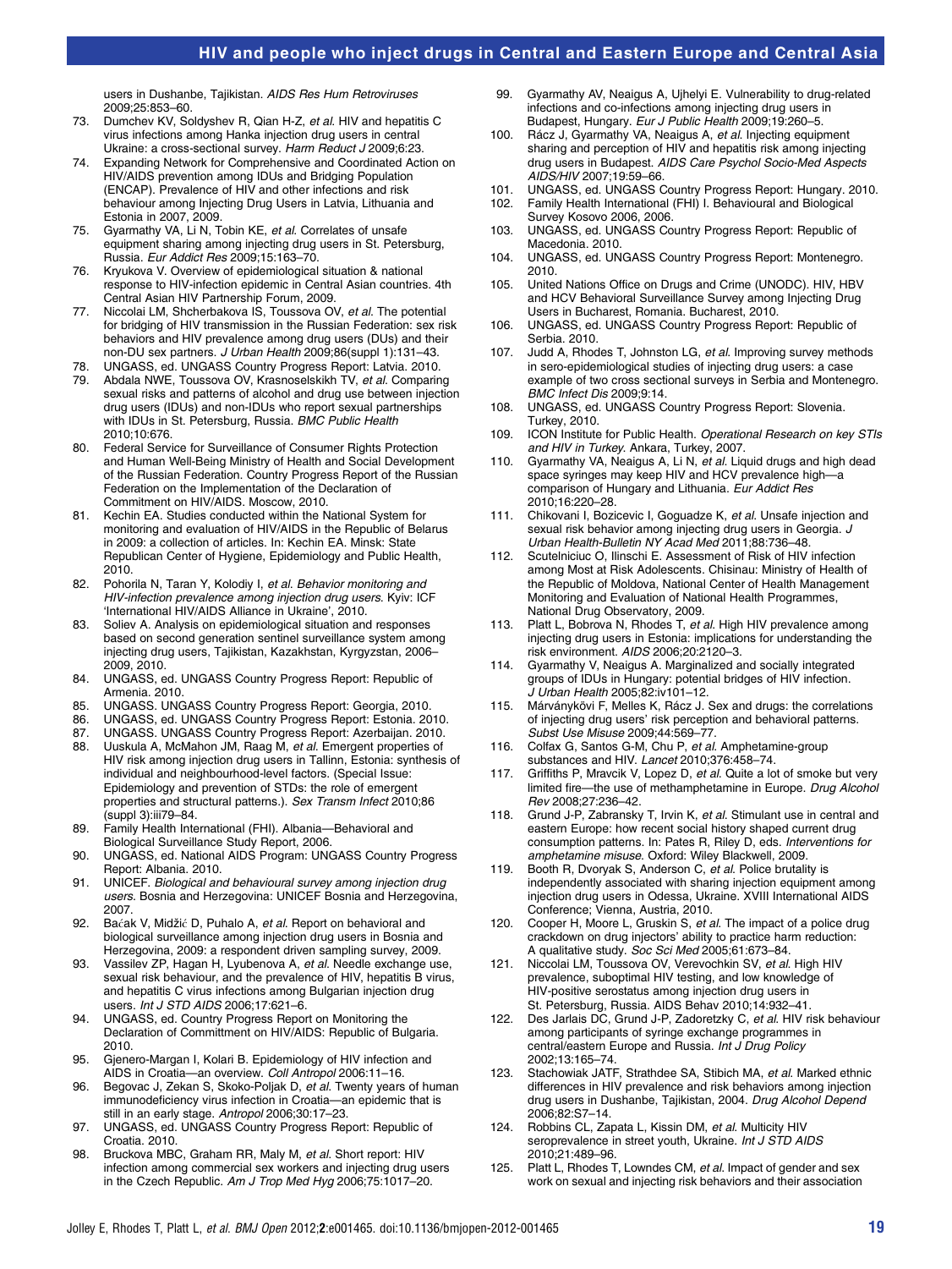users in Dushanbe, Tajikistan. *AIDS Res Hum Retroviruses* 2009;25:853–60.

73. Dumchev KV, Soldyshev R, Qian H-Z, *et al*. HIV and hepatitis C virus infections among Hanka injection drug users in central Ukraine: a cross-sectional survey. *Harm Reduct J* 2009;6:23.
74. Expanding Network for Comprehensive and Coordinated Action on HIV/AIDS prevention among IDUs and Bridging Population (ENCAP). Prevalence of HIV and other infections and risk behaviour among Injecting Drug Users in Latvia, Lithuania and Estonia in 2007, 2009.
75. Gyarmathy VA, Li N, Tobin KE, *et al*. Correlates of unsafe equipment sharing among injecting drug users in St. Petersburg, Russia. *Eur Addict Res* 2009;15:163–70.
76. Kryukova V. Overview of epidemiological situation & national response to HIV-infection epidemic in Central Asian countries. 4th Central Asian HIV Partnership Forum, 2009.
77. Niccolai LM, Shcherbakova IS, Toussova OV, *et al*. The potential for bridging of HIV transmission in the Russian Federation: sex risk behaviors and HIV prevalence among drug users (DUs) and their non-DU sex partners. *J Urban Health* 2009;86(suppl 1):131–43.
78. UNGASS, ed. UNGASS Country Progress Report: Latvia. 2010.
79. Abdala NWE, Toussova OV, Krasnoselskikh TV, *et al*. Comparing sexual risks and patterns of alcohol and drug use between injection drug users (IDUs) and non-IDUs who report sexual partnerships with IDUs in St. Petersburg, Russia. *BMC Public Health* 2010;10:676.
80. Federal Service for Surveillance of Consumer Rights Protection and Human Well-Being Ministry of Health and Social Development of the Russian Federation. Country Progress Report of the Russian Federation on the Implementation of the Declaration of Commitment on HIV/AIDS. Moscow, 2010.
81. Kechin EA. Studies conducted within the National System for monitoring and evaluation of HIV/AIDS in the Republic of Belarus in 2009: a collection of articles. In: Kechin EA. Minsk: State Republican Center of Hygiene, Epidemiology and Public Health, 2010.
82. Pohorila N, Taran Y, Kolodiy I, *et al*. *Behavior monitoring and HIV-infection prevalence among injection drug users*. Kyiv: ICF 'International HIV/AIDS Alliance in Ukraine', 2010.
83. Soliev A. Analysis on epidemiological situation and responses based on second generation sentinel surveillance system among injecting drug users, Tajikistan, Kazakhstan, Kyrgyzstan, 2006–2009, 2010.
84. UNGASS, ed. UNGASS Country Progress Report: Republic of Armenia. 2010.
85. UNGASS. UNGASS Country Progress Report: Georgia, 2010.
86. UNGASS, ed. UNGASS Country Progress Report: Estonia. 2010.
87. UNGASS. UNGASS Country Progress Report: Azerbaijan. 2010.
88. Uuskula A, McMahon JM, Raag M, *et al*. Emergent properties of HIV risk among injection drug users in Tallinn, Estonia: synthesis of individual and neighbourhood-level factors. (Special Issue: Epidemiology and prevention of STDs: the role of emergent properties and structural patterns.). *Sex Transm Infect* 2010;86 (suppl 3):iii79–84.
89. Family Health International (FHI). Albania—Behavioral and Biological Surveillance Study Report, 2006.
90. UNGASS, ed. National AIDS Program: UNGASS Country Progress Report: Albania. 2010.
91. UNICEF. *Biological and behavioural survey among injection drug users*. Bosnia and Herzegovina: UNICEF Bosnia and Herzegovina, 2007.
92. Baćak V, Midžić D, Puhalo A, *et al*. Report on behavioral and biological surveillance among injection drug users in Bosnia and Herzegovina, 2009: a respondent driven sampling survey, 2009.
93. Vassilev ZP, Hagan H, Lyubenova A, *et al*. Needle exchange use, sexual risk behaviour, and the prevalence of HIV, hepatitis B virus, and hepatitis C virus infections among Bulgarian injection drug users. *Int J STD AIDS* 2006;17:621–6.
94. UNGASS, ed. Country Progress Report on Monitoring the Declaration of Committment on HIV/AIDS: Republic of Bulgaria. 2010.
95. Gjenero-Margan I, Kolari B. Epidemiology of HIV infection and AIDS in Croatia—an overview. *Coll Antropol* 2006:11–16.
96. Begovac J, Zekan S, Skoko-Poljak D, *et al*. Twenty years of human immunodeficiency virus infection in Croatia—an epidemic that is still in an early stage. *Antropol* 2006;30:17–23.
97. UNGASS, ed. UNGASS Country Progress Report: Republic of Croatia. 2010.
98. Bruckova MBC, Graham RR, Maly M, *et al*. Short report: HIV infection among commercial sex workers and injecting drug users in the Czech Republic. *Am J Trop Med Hyg* 2006;75:1017–20.
99. Gyarmathy AV, Neaigus A, Ujhelyi E. Vulnerability to drug-related infections and co-infections among injecting drug users in Budapest, Hungary. *Eur J Public Health* 2009;19:260–5.
100. Rácz J, Gyarmathy VA, Neaigus A, *et al*. Injecting equipment sharing and perception of HIV and hepatitis risk among injecting drug users in Budapest. *AIDS Care Psychol Socio-Med Aspects AIDS/HIV* 2007;19:59–66.
101. UNGASS, ed. UNGASS Country Progress Report: Hungary. 2010.
102. Family Health International (FHI) I. Behavioural and Biological Survey Kosovo 2006, 2006.
103. UNGASS, ed. UNGASS Country Progress Report: Republic of Macedonia. 2010.
104. UNGASS, ed. UNGASS Country Progress Report: Montenegro. 2010.
105. United Nations Office on Drugs and Crime (UNODC). HIV, HBV and HCV Behavioral Surveillance Survey among Injecting Drug Users in Bucharest, Romania. Bucharest, 2010.
106. UNGASS, ed. UNGASS Country Progress Report: Republic of Serbia. 2010.
107. Judd A, Rhodes T, Johnston LG, *et al*. Improving survey methods in sero-epidemiological studies of injecting drug users: a case example of two cross sectional surveys in Serbia and Montenegro. *BMC Infect Dis* 2009;9:14.
108. UNGASS, ed. UNGASS Country Progress Report: Slovenia. Turkey, 2010.
109. ICON Institute for Public Health. *Operational Research on key STIs and HIV in Turkey*. Ankara, Turkey, 2007.
110. Gyarmathy VA, Neaigus A, Li N, *et al*. Liquid drugs and high dead space syringes may keep HIV and HCV prevalence high—a comparison of Hungary and Lithuania. *Eur Addict Res* 2010;16:220–28.
111. Chikovani I, Bozicevic I, Goguadze K, *et al*. Unsafe injection and sexual risk behavior among injecting drug users in Georgia. *J Urban Health-Bulletin NY Acad Med* 2011;88:736–48.
112. Scutelniciuc O, Ilinschi E. Assessment of Risk of HIV infection among Most at Risk Adolescents. Chisinau: Ministry of Health of the Republic of Moldova, National Center of Health Management Monitoring and Evaluation of National Health Programmes, National Drug Observatory, 2009.
113. Platt L, Bobrova N, Rhodes T, *et al*. High HIV prevalence among injecting drug users in Estonia: implications for understanding the risk environment. *AIDS* 2006;20:2120–3.
114. Gyarmathy V, Neaigus A. Marginalized and socially integrated groups of IDUs in Hungary: potential bridges of HIV infection. *J Urban Health* 2005;82:iv101–12.
115. Márványkövi F, Melles K, Rácz J. Sex and drugs: the correlations of injecting drug users' risk perception and behavioral patterns. *Subst Use Misuse* 2009;44:569–77.
116. Colfax G, Santos G-M, Chu P, *et al*. Amphetamine-group substances and HIV. *Lancet* 2010;376:458–74.
117. Griffiths P, Mravcik V, Lopez D, *et al*. Quite a lot of smoke but very limited fire—the use of methamphetamine in Europe. *Drug Alcohol Rev* 2008;27:236–42.
118. Grund J-P, Zabransky T, Irvin K, *et al*. Stimulant use in central and eastern Europe: how recent social history shaped current drug consumption patterns. In: Pates R, Riley D, eds. *Interventions for amphetamine misuse*. Oxford: Wiley Blackwell, 2009.
119. Booth R, Dvoryak S, Anderson C, *et al*. Police brutality is independently associated with sharing injection equipment among injection drug users in Odessa, Ukraine. XVIII International AIDS Conference; Vienna, Austria, 2010.
120. Cooper H, Moore L, Gruskin S, *et al*. The impact of a police drug crackdown on drug injectors' ability to practice harm reduction: A qualitative study. *Soc Sci Med* 2005;61:673–84.
121. Niccolai LM, Toussova OV, Verevochkin SV, *et al*. High HIV prevalence, suboptimal HIV testing, and low knowledge of HIV-positive serostatus among injection drug users in St. Petersburg, Russia. AIDS Behav 2010;14:932–41.
122. Des Jarlais DC, Grund J-P, Zadoretzky C, *et al*. HIV risk behaviour among participants of syringe exchange programmes in central/eastern Europe and Russia. *Int J Drug Policy* 2002;13:165–74.
123. Stachowiak JATF, Strathdee SA, Stibich MA, *et al*. Marked ethnic differences in HIV prevalence and risk behaviors among injection drug users in Dushanbe, Tajikistan, 2004. *Drug Alcohol Depend* 2006;82:S7–14.
124. Robbins CL, Zapata L, Kissin DM, *et al*. Multicity HIV seroprevalence in street youth, Ukraine. *Int J STD AIDS* 2010;21:489–96.
125. Platt L, Rhodes T, Lowndes CM, *et al*. Impact of gender and sex work on sexual and injecting risk behaviors and their association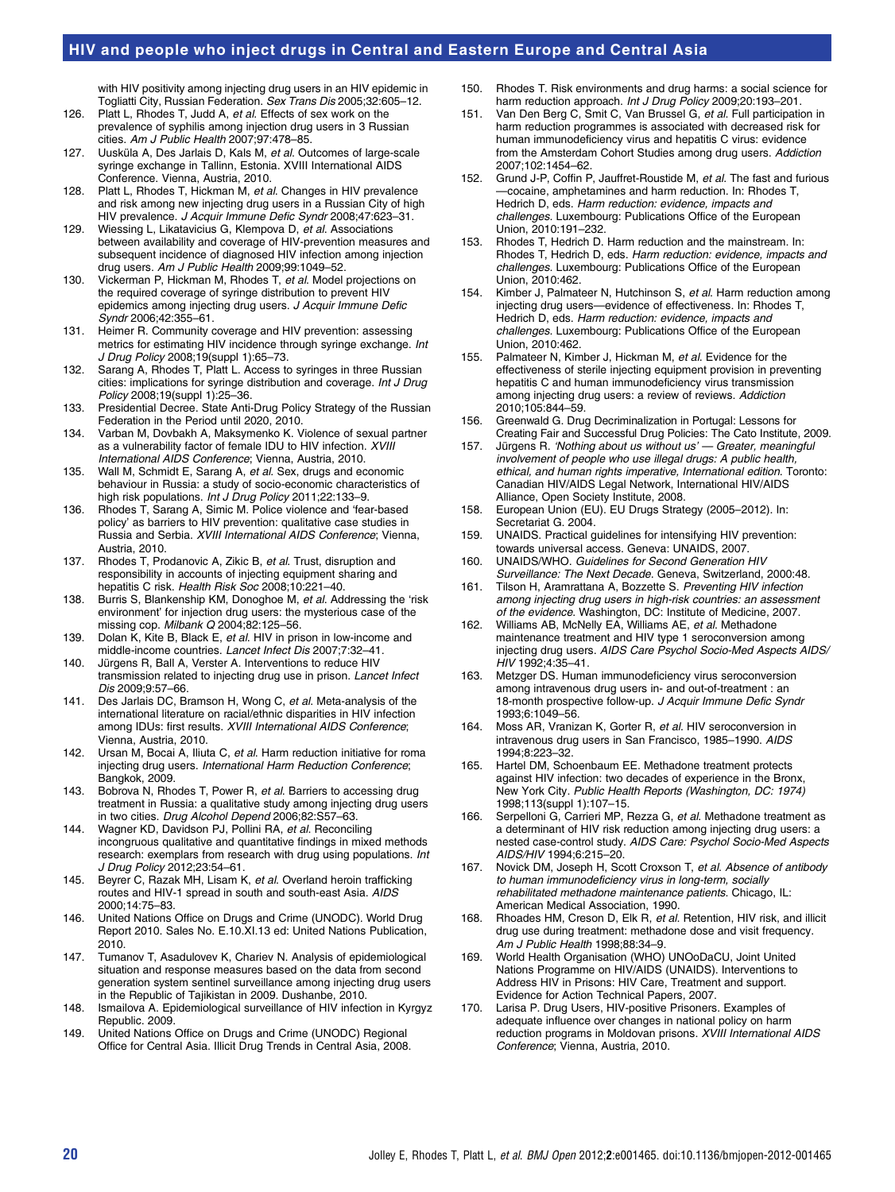with HIV positivity among injecting drug users in an HIV epidemic in Togliatti City, Russian Federation. *Sex Trans Dis* 2005;32:605–12.

126. Platt L, Rhodes T, Judd A, *et al*. Effects of sex work on the prevalence of syphilis among injection drug users in 3 Russian cities. *Am J Public Health* 2007;97:478–85.
127. Uusküla A, Des Jarlais D, Kals M, *et al*. Outcomes of large-scale syringe exchange in Tallinn, Estonia. XVIII International AIDS Conference. Vienna, Austria, 2010.
128. Platt L, Rhodes T, Hickman M, *et al*. Changes in HIV prevalence and risk among new injecting drug users in a Russian City of high HIV prevalence. *J Acquir Immune Defic Syndr* 2008;47:623–31.
129. Wiessing L, Likatavicius G, Klempova D, *et al*. Associations between availability and coverage of HIV-prevention measures and subsequent incidence of diagnosed HIV infection among injection drug users. *Am J Public Health* 2009;99:1049–52.
130. Vickerman P, Hickman M, Rhodes T, *et al*. Model projections on the required coverage of syringe distribution to prevent HIV epidemics among injecting drug users. *J Acquir Immune Defic Syndr* 2006;42:355–61.
131. Heimer R. Community coverage and HIV prevention: assessing metrics for estimating HIV incidence through syringe exchange. *Int J Drug Policy* 2008;19(suppl 1):65–73.
132. Sarang A, Rhodes T, Platt L. Access to syringes in three Russian cities: implications for syringe distribution and coverage. *Int J Drug Policy* 2008;19(suppl 1):25–36.
133. Presidential Decree. State Anti-Drug Policy Strategy of the Russian Federation in the Period until 2020, 2010.
134. Varban M, Dovbakh A, Maksymenko K. Violence of sexual partner as a vulnerability factor of female IDU to HIV infection. *XVIII International AIDS Conference*; Vienna, Austria, 2010.
135. Wall M, Schmidt E, Sarang A, *et al*. Sex, drugs and economic behaviour in Russia: a study of socio-economic characteristics of high risk populations. *Int J Drug Policy* 2011;22:133–9.
136. Rhodes T, Sarang A, Simic M. Police violence and 'fear-based policy' as barriers to HIV prevention: qualitative case studies in Russia and Serbia. *XVIII International AIDS Conference*; Vienna, Austria, 2010.
137. Rhodes T, Prodanovic A, Zikic B, *et al*. Trust, disruption and responsibility in accounts of injecting equipment sharing and hepatitis C risk. *Health Risk Soc* 2008;10:221–40.
138. Burris S, Blankenship KM, Donoghoe M, *et al*. Addressing the 'risk environment' for injection drug users: the mysterious case of the missing cop. *Milbank Q* 2004;82:125–56.
139. Dolan K, Kite B, Black E, *et al*. HIV in prison in low-income and middle-income countries. *Lancet Infect Dis* 2007;7:32–41.
140. Jürgens R, Ball A, Verster A. Interventions to reduce HIV transmission related to injecting drug use in prison. *Lancet Infect Dis* 2009;9:57–66.
141. Des Jarlais DC, Bramson H, Wong C, *et al*. Meta-analysis of the international literature on racial/ethnic disparities in HIV infection among IDUs: first results. *XVIII International AIDS Conference*; Vienna, Austria, 2010.
142. Ursan M, Bocai A, Iliuta C, *et al*. Harm reduction initiative for roma injecting drug users. *International Harm Reduction Conference*; Bangkok, 2009.
143. Bobrova N, Rhodes T, Power R, *et al*. Barriers to accessing drug treatment in Russia: a qualitative study among injecting drug users in two cities. *Drug Alcohol Depend* 2006;82:S57–63.
144. Wagner KD, Davidson PJ, Pollini RA, *et al*. Reconciling incongruous qualitative and quantitative findings in mixed methods research: exemplars from research with drug using populations. *Int J Drug Policy* 2012;23:54–61.
145. Beyrer C, Razak MH, Lisam K, *et al*. Overland heroin trafficking routes and HIV-1 spread in south and south-east Asia. *AIDS* 2000;14:75–83.
146. United Nations Office on Drugs and Crime (UNODC). World Drug Report 2010. Sales No. E.10.XI.13 ed: United Nations Publication, 2010.
147. Tumanov T, Asadulovev K, Chariev N. Analysis of epidemiological situation and response measures based on the data from second generation system sentinel surveillance among injecting drug users in the Republic of Tajikistan in 2009. Dushanbe, 2010.
148. Ismailova A. Epidemiological surveillance of HIV infection in Kyrgyz Republic. 2009.
149. United Nations Office on Drugs and Crime (UNODC) Regional Office for Central Asia. Illicit Drug Trends in Central Asia, 2008.
150. Rhodes T. Risk environments and drug harms: a social science for harm reduction approach. *Int J Drug Policy* 2009;20:193–201.
151. Van Den Berg C, Smit C, Van Brussel G, *et al*. Full participation in harm reduction programmes is associated with decreased risk for human immunodeficiency virus and hepatitis C virus: evidence from the Amsterdam Cohort Studies among drug users. *Addiction* 2007;102:1454–62.
152. Grund J-P, Coffin P, Jauffret-Roustide M, *et al*. The fast and furious —cocaine, amphetamines and harm reduction. In: Rhodes T, Hedrich D, eds. *Harm reduction: evidence, impacts and challenges*. Luxembourg: Publications Office of the European Union, 2010:191–232.
153. Rhodes T, Hedrich D. Harm reduction and the mainstream. In: Rhodes T, Hedrich D, eds. *Harm reduction: evidence, impacts and challenges*. Luxembourg: Publications Office of the European Union, 2010:462.
154. Kimber J, Palmateer N, Hutchinson S, *et al*. Harm reduction among injecting drug users—evidence of effectiveness. In: Rhodes T, Hedrich D, eds. *Harm reduction: evidence, impacts and challenges*. Luxembourg: Publications Office of the European Union, 2010:462.
155. Palmateer N, Kimber J, Hickman M, *et al*. Evidence for the effectiveness of sterile injecting equipment provision in preventing hepatitis C and human immunodeficiency virus transmission among injecting drug users: a review of reviews. *Addiction* 2010;105:844–59.
156. Greenwald G. Drug Decriminalization in Portugal: Lessons for Creating Fair and Successful Drug Policies: The Cato Institute, 2009.
157. Jürgens R. *'Nothing about us without us' — Greater, meaningful involvement of people who use illegal drugs: A public health, ethical, and human rights imperative, International edition*. Toronto: Canadian HIV/AIDS Legal Network, International HIV/AIDS Alliance, Open Society Institute, 2008.
158. European Union (EU). EU Drugs Strategy (2005–2012). In: Secretariat G. 2004.
159. UNAIDS. Practical guidelines for intensifying HIV prevention: towards universal access. Geneva: UNAIDS, 2007.
160. UNAIDS/WHO. *Guidelines for Second Generation HIV Surveillance: The Next Decade*. Geneva, Switzerland, 2000:48.
161. Tilson H, Aramrattana A, Bozzette S. *Preventing HIV infection among injecting drug users in high-risk countries: an assessment of the evidence*. Washington, DC: Institute of Medicine, 2007.
162. Williams AB, McNelly EA, Williams AE, *et al*. Methadone maintenance treatment and HIV type 1 seroconversion among injecting drug users. *AIDS Care Psychol Socio-Med Aspects AIDS/HIV* 1992;4:35–41.
163. Metzger DS. Human immunodeficiency virus seroconversion among intravenous drug users in- and out-of-treatment : an 18-month prospective follow-up. *J Acquir Immune Defic Syndr* 1993;6:1049–56.
164. Moss AR, Vranizan K, Gorter R, *et al*. HIV seroconversion in intravenous drug users in San Francisco, 1985–1990. *AIDS* 1994;8:223–32.
165. Hartel DM, Schoenbaum EE. Methadone treatment protects against HIV infection: two decades of experience in the Bronx, New York City. *Public Health Reports (Washington, DC: 1974)* 1998;113(suppl 1):107–15.
166. Serpelloni G, Carrieri MP, Rezza G, *et al*. Methadone treatment as a determinant of HIV risk reduction among injecting drug users: a nested case-control study. *AIDS Care: Psychol Socio-Med Aspects AIDS/HIV* 1994;6:215–20.
167. Novick DM, Joseph H, Scott Croxson T, *et al*. *Absence of antibody to human immunodeficiency virus in long-term, socially rehabilitated methadone maintenance patients*. Chicago, IL: American Medical Association, 1990.
168. Rhoades HM, Creson D, Elk R, *et al*. Retention, HIV risk, and illicit drug use during treatment: methadone dose and visit frequency. *Am J Public Health* 1998;88:34–9.
169. World Health Organisation (WHO) UNOoDaCU, Joint United Nations Programme on HIV/AIDS (UNAIDS). Interventions to Address HIV in Prisons: HIV Care, Treatment and support. Evidence for Action Technical Papers, 2007.
170. Larisa P. Drug Users, HIV-positive Prisoners. Examples of adequate influence over changes in national policy on harm reduction programs in Moldovan prisons. *XVIII International AIDS Conference*; Vienna, Austria, 2010.